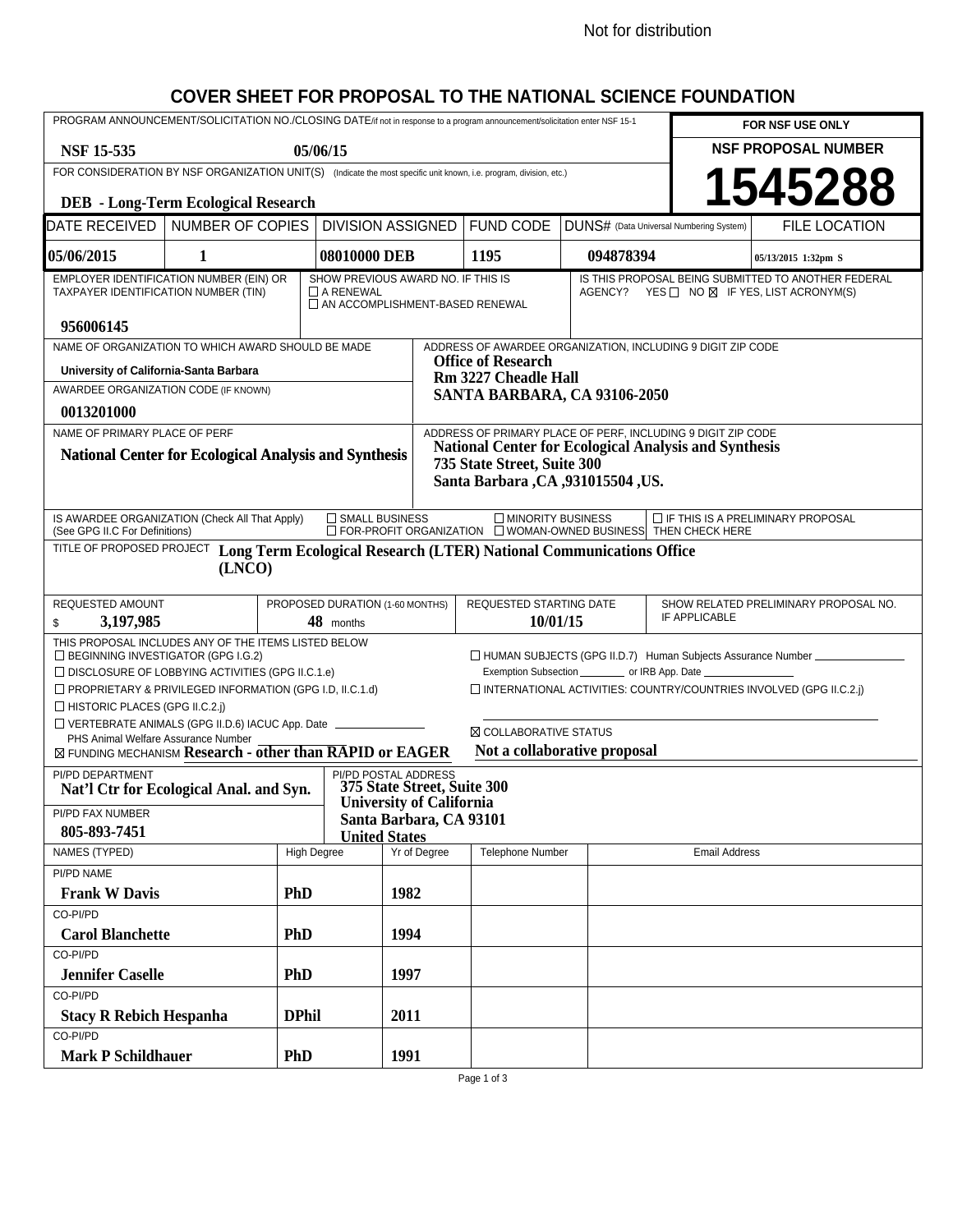Not for distribution

# COVER SHEET FOR PROPOSAL TO THE NATIONAL SCIENCE FOUNDATION

| PROGRAM ANNOUNCEMENT/SOLICITATION NO./CLOSING DATE/if not in response to a program announcement/solicitation enter NSF 15-1 | | FOR NSF USE ONLY |
|---|---|---|
| **NSF 15-535** | **05/06/15** | NSF PROPOSAL NUMBER |
| FOR CONSIDERATION BY NSF ORGANIZATION UNIT(S) (Indicate the most specific unit known, i.e. program, division, etc.) | | |
| **DEB - Long-Term Ecological Research** | | **1545288** |

| DATE RECEIVED | NUMBER OF COPIES | DIVISION ASSIGNED | FUND CODE | DUNS# (Data Universal Numbering System) | FILE LOCATION |
|---|---|---|---|---|---|
| 05/06/2015 | 1 | 08010000 DEB | 1195 | 094878394 | 05/13/2015 1:32pm S |

| EMPLOYER IDENTIFICATION NUMBER (EIN) OR TAXPAYER IDENTIFICATION NUMBER (TIN) | SHOW PREVIOUS AWARD NO. IF THIS IS ☐ A RENEWAL ☐ AN ACCOMPLISHMENT-BASED RENEWAL | IS THIS PROPOSAL BEING SUBMITTED TO ANOTHER FEDERAL AGENCY? YES ☐ NO ☒ IF YES, LIST ACRONYM(S) |
|---|---|---|
| 956006145 | | |

| NAME OF ORGANIZATION TO WHICH AWARD SHOULD BE MADE | ADDRESS OF AWARDEE ORGANIZATION, INCLUDING 9 DIGIT ZIP CODE |
|---|---|
| University of California-Santa Barbara | Office of Research<br>Rm 3227 Cheadle Hall<br>SANTA BARBARA, CA 93106-2050 |
| AWARDEE ORGANIZATION CODE (IF KNOWN): 0013201000 | |
| NAME OF PRIMARY PLACE OF PERF | ADDRESS OF PRIMARY PLACE OF PERF, INCLUDING 9 DIGIT ZIP CODE |
| National Center for Ecological Analysis and Synthesis | National Center for Ecological Analysis and Synthesis<br>735 State Street, Suite 300<br>Santa Barbara ,CA ,931015504 ,US. |

IS AWARDEE ORGANIZATION (Check All That Apply) (See GPG II.C For Definitions): ☐ SMALL BUSINESS ☐ MINORITY BUSINESS ☐ FOR-PROFIT ORGANIZATION ☐ WOMAN-OWNED BUSINESS ☐ IF THIS IS A PRELIMINARY PROPOSAL THEN CHECK HERE

TITLE OF PROPOSED PROJECT: **Long Term Ecological Research (LTER) National Communications Office (LNCO)**

| REQUESTED AMOUNT | PROPOSED DURATION (1-60 MONTHS) | REQUESTED STARTING DATE | SHOW RELATED PRELIMINARY PROPOSAL NO. IF APPLICABLE |
|---|---|---|---|
| $ 3,197,985 | 48 months | 10/01/15 | |

THIS PROPOSAL INCLUDES ANY OF THE ITEMS LISTED BELOW

- ☐ BEGINNING INVESTIGATOR (GPG I.G.2)
- ☐ DISCLOSURE OF LOBBYING ACTIVITIES (GPG II.C.1.e)
- ☐ PROPRIETARY & PRIVILEGED INFORMATION (GPG I.D, II.C.1.d)
- ☐ HISTORIC PLACES (GPG II.C.2.j)
- ☐ VERTEBRATE ANIMALS (GPG II.D.6) IACUC App. Date
  PHS Animal Welfare Assurance Number
- ☒ FUNDING MECHANISM **Research - other than RAPID or EAGER**
- ☐ HUMAN SUBJECTS (GPG II.D.7) Human Subjects Assurance Number
  Exemption Subsection ____ or IRB App. Date ____
- ☐ INTERNATIONAL ACTIVITIES: COUNTRY/COUNTRIES INVOLVED (GPG II.C.2.j)
- ☒ COLLABORATIVE STATUS **Not a collaborative proposal**

| PI/PD DEPARTMENT | PI/PD POSTAL ADDRESS |
|---|---|
| Nat'l Ctr for Ecological Anal. and Syn. | 375 State Street, Suite 300<br>University of California<br>Santa Barbara, CA 93101<br>United States |
| PI/PD FAX NUMBER: 805-893-7451 | |

| NAMES (TYPED) | High Degree | Yr of Degree | Telephone Number | Email Address |
|---|---|---|---|---|
| PI/PD NAME: Frank W Davis | PhD | 1982 | | |
| CO-PI/PD: Carol Blanchette | PhD | 1994 | | |
| CO-PI/PD: Jennifer Caselle | PhD | 1997 | | |
| CO-PI/PD: Stacy R Rebich Hespanha | DPhil | 2011 | | |
| CO-PI/PD: Mark P Schildhauer | PhD | 1991 | | |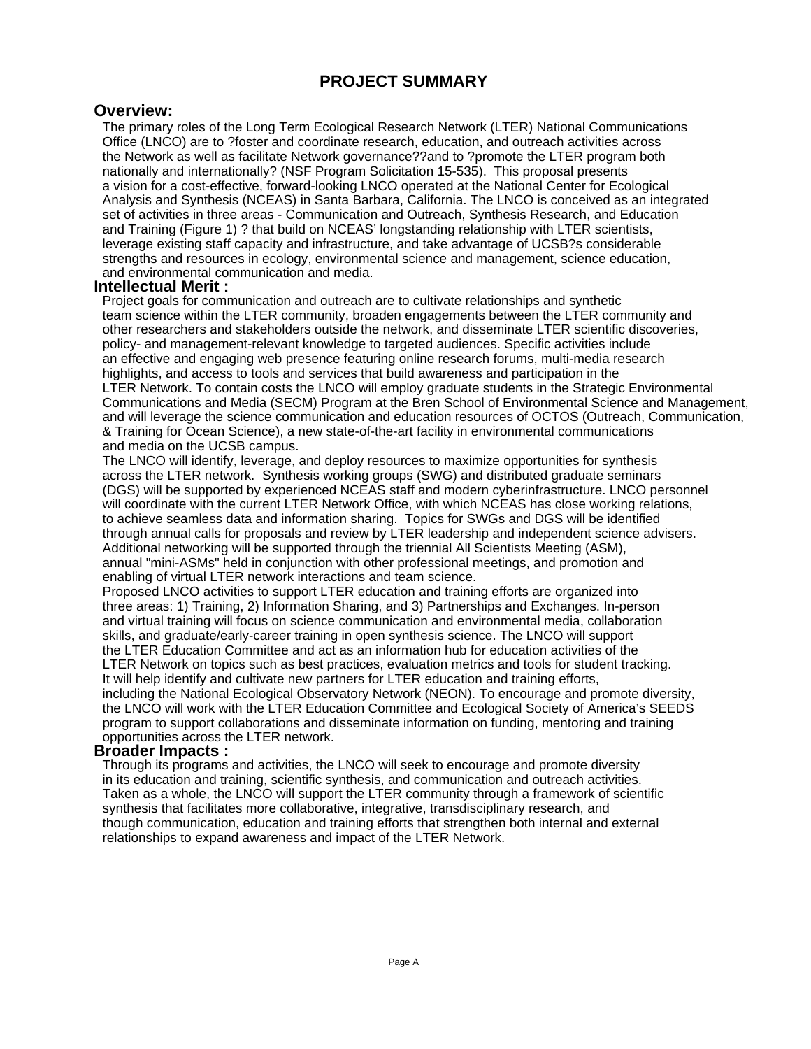# PROJECT SUMMARY

## Overview:

The primary roles of the Long Term Ecological Research Network (LTER) National Communications Office (LNCO) are to ?foster and coordinate research, education, and outreach activities across the Network as well as facilitate Network governance??and to ?promote the LTER program both nationally and internationally? (NSF Program Solicitation 15-535). This proposal presents a vision for a cost-effective, forward-looking LNCO operated at the National Center for Ecological Analysis and Synthesis (NCEAS) in Santa Barbara, California. The LNCO is conceived as an integrated set of activities in three areas - Communication and Outreach, Synthesis Research, and Education and Training (Figure 1) ? that build on NCEAS' longstanding relationship with LTER scientists, leverage existing staff capacity and infrastructure, and take advantage of UCSB?s considerable strengths and resources in ecology, environmental science and management, science education, and environmental communication and media.

## Intellectual Merit :

Project goals for communication and outreach are to cultivate relationships and synthetic team science within the LTER community, broaden engagements between the LTER community and other researchers and stakeholders outside the network, and disseminate LTER scientific discoveries, policy- and management-relevant knowledge to targeted audiences. Specific activities include an effective and engaging web presence featuring online research forums, multi-media research highlights, and access to tools and services that build awareness and participation in the LTER Network. To contain costs the LNCO will employ graduate students in the Strategic Environmental Communications and Media (SECM) Program at the Bren School of Environmental Science and Management, and will leverage the science communication and education resources of OCTOS (Outreach, Communication, & Training for Ocean Science), a new state-of-the-art facility in environmental communications and media on the UCSB campus.

The LNCO will identify, leverage, and deploy resources to maximize opportunities for synthesis across the LTER network. Synthesis working groups (SWG) and distributed graduate seminars (DGS) will be supported by experienced NCEAS staff and modern cyberinfrastructure. LNCO personnel will coordinate with the current LTER Network Office, with which NCEAS has close working relations, to achieve seamless data and information sharing. Topics for SWGs and DGS will be identified through annual calls for proposals and review by LTER leadership and independent science advisers. Additional networking will be supported through the triennial All Scientists Meeting (ASM), annual "mini-ASMs" held in conjunction with other professional meetings, and promotion and enabling of virtual LTER network interactions and team science.

Proposed LNCO activities to support LTER education and training efforts are organized into three areas: 1) Training, 2) Information Sharing, and 3) Partnerships and Exchanges. In-person and virtual training will focus on science communication and environmental media, collaboration skills, and graduate/early-career training in open synthesis science. The LNCO will support the LTER Education Committee and act as an information hub for education activities of the LTER Network on topics such as best practices, evaluation metrics and tools for student tracking. It will help identify and cultivate new partners for LTER education and training efforts, including the National Ecological Observatory Network (NEON). To encourage and promote diversity, the LNCO will work with the LTER Education Committee and Ecological Society of America's SEEDS program to support collaborations and disseminate information on funding, mentoring and training opportunities across the LTER network.

## Broader Impacts :

Through its programs and activities, the LNCO will seek to encourage and promote diversity in its education and training, scientific synthesis, and communication and outreach activities. Taken as a whole, the LNCO will support the LTER community through a framework of scientific synthesis that facilitates more collaborative, integrative, transdisciplinary research, and though communication, education and training efforts that strengthen both internal and external relationships to expand awareness and impact of the LTER Network.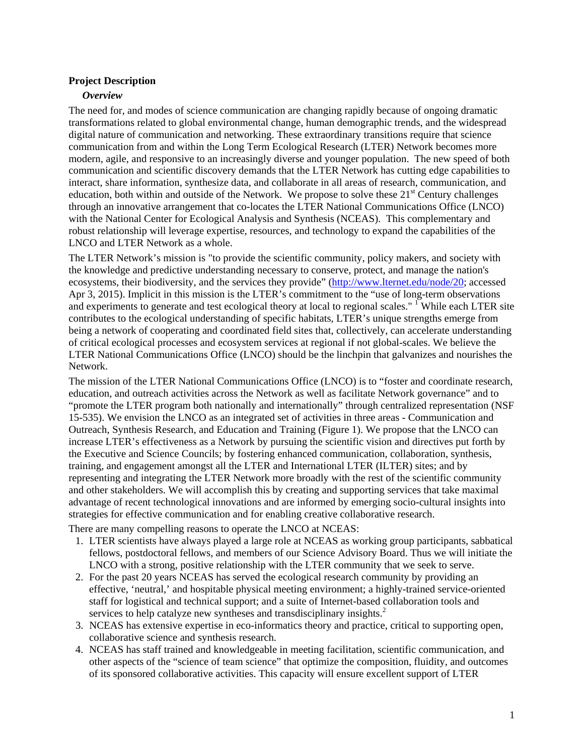**Project Description**

***Overview***

The need for, and modes of science communication are changing rapidly because of ongoing dramatic transformations related to global environmental change, human demographic trends, and the widespread digital nature of communication and networking. These extraordinary transitions require that science communication from and within the Long Term Ecological Research (LTER) Network becomes more modern, agile, and responsive to an increasingly diverse and younger population. The new speed of both communication and scientific discovery demands that the LTER Network has cutting edge capabilities to interact, share information, synthesize data, and collaborate in all areas of research, communication, and education, both within and outside of the Network. We propose to solve these 21st Century challenges through an innovative arrangement that co-locates the LTER National Communications Office (LNCO) with the National Center for Ecological Analysis and Synthesis (NCEAS). This complementary and robust relationship will leverage expertise, resources, and technology to expand the capabilities of the LNCO and LTER Network as a whole.

The LTER Network's mission is "to provide the scientific community, policy makers, and society with the knowledge and predictive understanding necessary to conserve, protect, and manage the nation's ecosystems, their biodiversity, and the services they provide" (http://www.lternet.edu/node/20; accessed Apr 3, 2015). Implicit in this mission is the LTER's commitment to the "use of long-term observations and experiments to generate and test ecological theory at local to regional scales." [1] While each LTER site contributes to the ecological understanding of specific habitats, LTER's unique strengths emerge from being a network of cooperating and coordinated field sites that, collectively, can accelerate understanding of critical ecological processes and ecosystem services at regional if not global-scales. We believe the LTER National Communications Office (LNCO) should be the linchpin that galvanizes and nourishes the Network.

The mission of the LTER National Communications Office (LNCO) is to "foster and coordinate research, education, and outreach activities across the Network as well as facilitate Network governance" and to "promote the LTER program both nationally and internationally" through centralized representation (NSF 15-535). We envision the LNCO as an integrated set of activities in three areas - Communication and Outreach, Synthesis Research, and Education and Training (Figure 1). We propose that the LNCO can increase LTER's effectiveness as a Network by pursuing the scientific vision and directives put forth by the Executive and Science Councils; by fostering enhanced communication, collaboration, synthesis, training, and engagement amongst all the LTER and International LTER (ILTER) sites; and by representing and integrating the LTER Network more broadly with the rest of the scientific community and other stakeholders. We will accomplish this by creating and supporting services that take maximal advantage of recent technological innovations and are informed by emerging socio-cultural insights into strategies for effective communication and for enabling creative collaborative research.

There are many compelling reasons to operate the LNCO at NCEAS:

1. LTER scientists have always played a large role at NCEAS as working group participants, sabbatical fellows, postdoctoral fellows, and members of our Science Advisory Board. Thus we will initiate the LNCO with a strong, positive relationship with the LTER community that we seek to serve.
2. For the past 20 years NCEAS has served the ecological research community by providing an effective, 'neutral,' and hospitable physical meeting environment; a highly-trained service-oriented staff for logistical and technical support; and a suite of Internet-based collaboration tools and services to help catalyze new syntheses and transdisciplinary insights.[2]
3. NCEAS has extensive expertise in eco-informatics theory and practice, critical to supporting open, collaborative science and synthesis research.
4. NCEAS has staff trained and knowledgeable in meeting facilitation, scientific communication, and other aspects of the "science of team science" that optimize the composition, fluidity, and outcomes of its sponsored collaborative activities. This capacity will ensure excellent support of LTER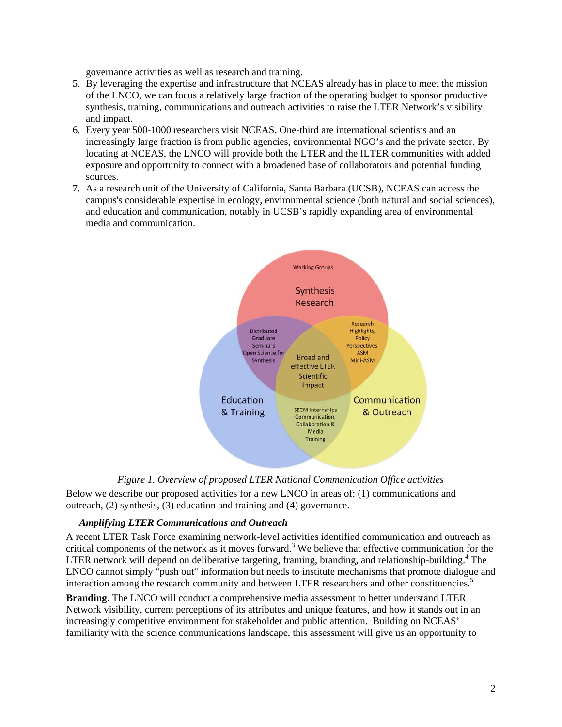governance activities as well as research and training.

5. By leveraging the expertise and infrastructure that NCEAS already has in place to meet the mission of the LNCO, we can focus a relatively large fraction of the operating budget to sponsor productive synthesis, training, communications and outreach activities to raise the LTER Network's visibility and impact.
6. Every year 500-1000 researchers visit NCEAS. One-third are international scientists and an increasingly large fraction is from public agencies, environmental NGO's and the private sector. By locating at NCEAS, the LNCO will provide both the LTER and the ILTER communities with added exposure and opportunity to connect with a broadened base of collaborators and potential funding sources.
7. As a research unit of the University of California, Santa Barbara (UCSB), NCEAS can access the campus's considerable expertise in ecology, environmental science (both natural and social sciences), and education and communication, notably in UCSB's rapidly expanding area of environmental media and communication.

*Figure 1. Overview of proposed LTER National Communication Office activities*

Below we describe our proposed activities for a new LNCO in areas of: (1) communications and outreach, (2) synthesis, (3) education and training and (4) governance.

### *Amplifying LTER Communications and Outreach*

A recent LTER Task Force examining network-level activities identified communication and outreach as critical components of the network as it moves forward.[3] We believe that effective communication for the LTER network will depend on deliberative targeting, framing, branding, and relationship-building.[4] The LNCO cannot simply "push out" information but needs to institute mechanisms that promote dialogue and interaction among the research community and between LTER researchers and other constituencies.[5]

**Branding**. The LNCO will conduct a comprehensive media assessment to better understand LTER Network visibility, current perceptions of its attributes and unique features, and how it stands out in an increasingly competitive environment for stakeholder and public attention. Building on NCEAS' familiarity with the science communications landscape, this assessment will give us an opportunity to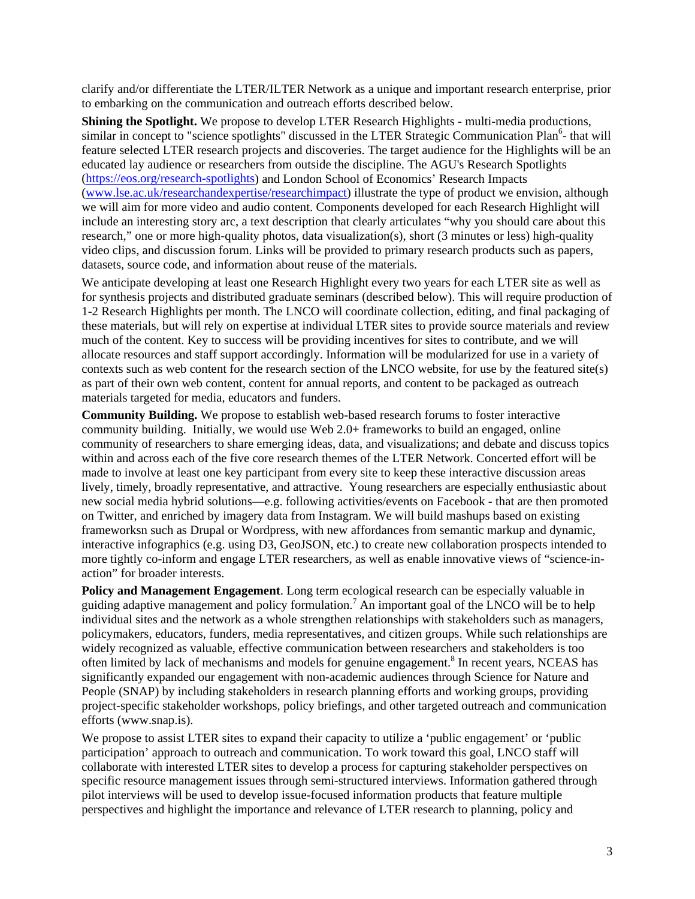clarify and/or differentiate the LTER/ILTER Network as a unique and important research enterprise, prior to embarking on the communication and outreach efforts described below.

**Shining the Spotlight.** We propose to develop LTER Research Highlights - multi-media productions, similar in concept to "science spotlights" discussed in the LTER Strategic Communication Plan[6]- that will feature selected LTER research projects and discoveries. The target audience for the Highlights will be an educated lay audience or researchers from outside the discipline. The AGU's Research Spotlights (https://eos.org/research-spotlights) and London School of Economics' Research Impacts (www.lse.ac.uk/researchandexpertise/researchimpact) illustrate the type of product we envision, although we will aim for more video and audio content. Components developed for each Research Highlight will include an interesting story arc, a text description that clearly articulates "why you should care about this research," one or more high-quality photos, data visualization(s), short (3 minutes or less) high-quality video clips, and discussion forum. Links will be provided to primary research products such as papers, datasets, source code, and information about reuse of the materials.

We anticipate developing at least one Research Highlight every two years for each LTER site as well as for synthesis projects and distributed graduate seminars (described below). This will require production of 1-2 Research Highlights per month. The LNCO will coordinate collection, editing, and final packaging of these materials, but will rely on expertise at individual LTER sites to provide source materials and review much of the content. Key to success will be providing incentives for sites to contribute, and we will allocate resources and staff support accordingly. Information will be modularized for use in a variety of contexts such as web content for the research section of the LNCO website, for use by the featured site(s) as part of their own web content, content for annual reports, and content to be packaged as outreach materials targeted for media, educators and funders.

**Community Building.** We propose to establish web-based research forums to foster interactive community building. Initially, we would use Web 2.0+ frameworks to build an engaged, online community of researchers to share emerging ideas, data, and visualizations; and debate and discuss topics within and across each of the five core research themes of the LTER Network. Concerted effort will be made to involve at least one key participant from every site to keep these interactive discussion areas lively, timely, broadly representative, and attractive. Young researchers are especially enthusiastic about new social media hybrid solutions—e.g. following activities/events on Facebook - that are then promoted on Twitter, and enriched by imagery data from Instagram. We will build mashups based on existing frameworksn such as Drupal or Wordpress, with new affordances from semantic markup and dynamic, interactive infographics (e.g. using D3, GeoJSON, etc.) to create new collaboration prospects intended to more tightly co-inform and engage LTER researchers, as well as enable innovative views of "science-in-action" for broader interests.

**Policy and Management Engagement**. Long term ecological research can be especially valuable in guiding adaptive management and policy formulation.[7] An important goal of the LNCO will be to help individual sites and the network as a whole strengthen relationships with stakeholders such as managers, policymakers, educators, funders, media representatives, and citizen groups. While such relationships are widely recognized as valuable, effective communication between researchers and stakeholders is too often limited by lack of mechanisms and models for genuine engagement.[8] In recent years, NCEAS has significantly expanded our engagement with non-academic audiences through Science for Nature and People (SNAP) by including stakeholders in research planning efforts and working groups, providing project-specific stakeholder workshops, policy briefings, and other targeted outreach and communication efforts (www.snap.is).

We propose to assist LTER sites to expand their capacity to utilize a 'public engagement' or 'public participation' approach to outreach and communication. To work toward this goal, LNCO staff will collaborate with interested LTER sites to develop a process for capturing stakeholder perspectives on specific resource management issues through semi-structured interviews. Information gathered through pilot interviews will be used to develop issue-focused information products that feature multiple perspectives and highlight the importance and relevance of LTER research to planning, policy and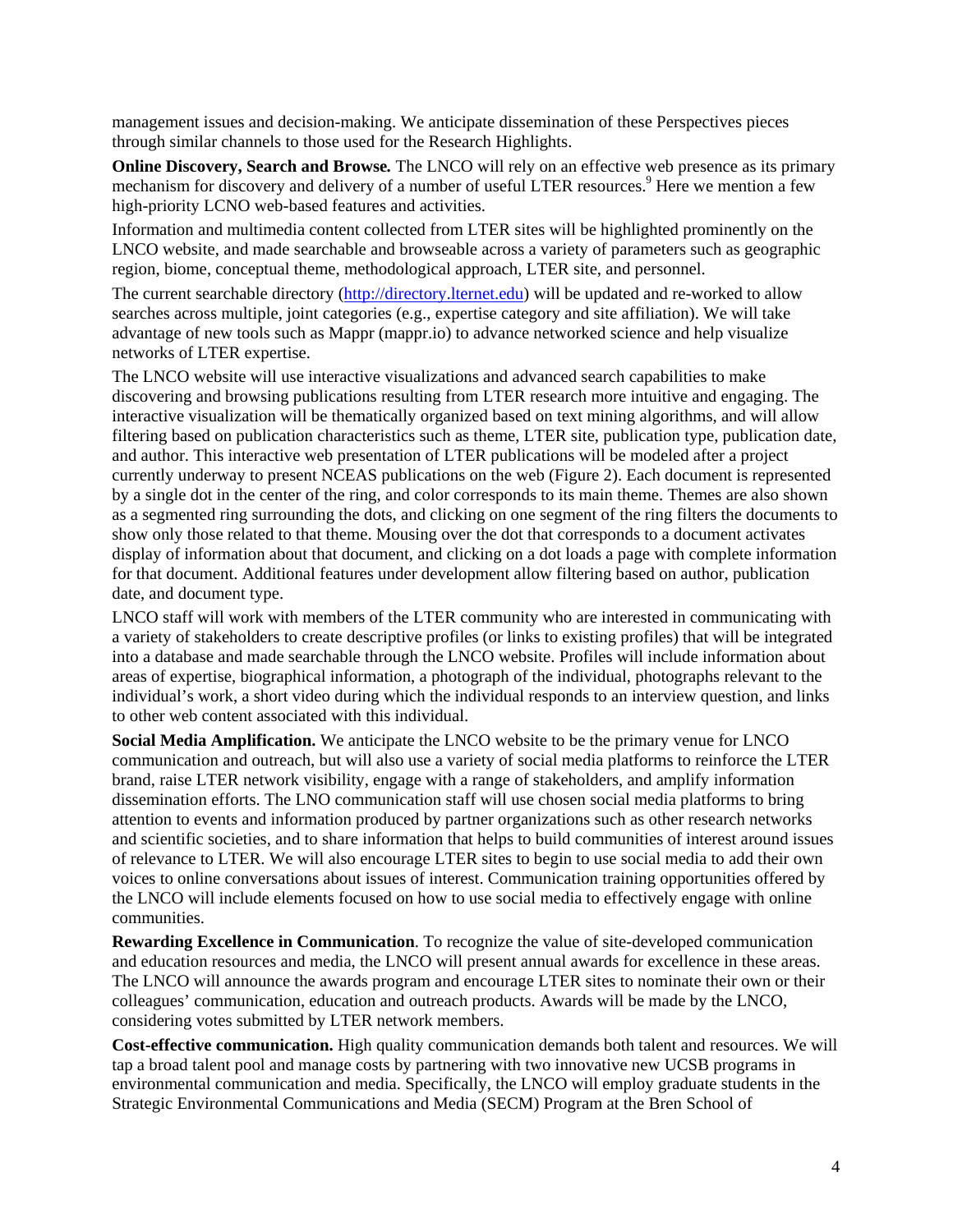management issues and decision-making. We anticipate dissemination of these Perspectives pieces through similar channels to those used for the Research Highlights.

**Online Discovery, Search and Browse.** The LNCO will rely on an effective web presence as its primary mechanism for discovery and delivery of a number of useful LTER resources.[9] Here we mention a few high-priority LCNO web-based features and activities.

Information and multimedia content collected from LTER sites will be highlighted prominently on the LNCO website, and made searchable and browseable across a variety of parameters such as geographic region, biome, conceptual theme, methodological approach, LTER site, and personnel.

The current searchable directory (http://directory.lternet.edu) will be updated and re-worked to allow searches across multiple, joint categories (e.g., expertise category and site affiliation). We will take advantage of new tools such as Mappr (mappr.io) to advance networked science and help visualize networks of LTER expertise.

The LNCO website will use interactive visualizations and advanced search capabilities to make discovering and browsing publications resulting from LTER research more intuitive and engaging. The interactive visualization will be thematically organized based on text mining algorithms, and will allow filtering based on publication characteristics such as theme, LTER site, publication type, publication date, and author. This interactive web presentation of LTER publications will be modeled after a project currently underway to present NCEAS publications on the web (Figure 2). Each document is represented by a single dot in the center of the ring, and color corresponds to its main theme. Themes are also shown as a segmented ring surrounding the dots, and clicking on one segment of the ring filters the documents to show only those related to that theme. Mousing over the dot that corresponds to a document activates display of information about that document, and clicking on a dot loads a page with complete information for that document. Additional features under development allow filtering based on author, publication date, and document type.

LNCO staff will work with members of the LTER community who are interested in communicating with a variety of stakeholders to create descriptive profiles (or links to existing profiles) that will be integrated into a database and made searchable through the LNCO website. Profiles will include information about areas of expertise, biographical information, a photograph of the individual, photographs relevant to the individual's work, a short video during which the individual responds to an interview question, and links to other web content associated with this individual.

**Social Media Amplification.** We anticipate the LNCO website to be the primary venue for LNCO communication and outreach, but will also use a variety of social media platforms to reinforce the LTER brand, raise LTER network visibility, engage with a range of stakeholders, and amplify information dissemination efforts. The LNO communication staff will use chosen social media platforms to bring attention to events and information produced by partner organizations such as other research networks and scientific societies, and to share information that helps to build communities of interest around issues of relevance to LTER. We will also encourage LTER sites to begin to use social media to add their own voices to online conversations about issues of interest. Communication training opportunities offered by the LNCO will include elements focused on how to use social media to effectively engage with online communities.

**Rewarding Excellence in Communication**. To recognize the value of site-developed communication and education resources and media, the LNCO will present annual awards for excellence in these areas. The LNCO will announce the awards program and encourage LTER sites to nominate their own or their colleagues' communication, education and outreach products. Awards will be made by the LNCO, considering votes submitted by LTER network members.

**Cost-effective communication.** High quality communication demands both talent and resources. We will tap a broad talent pool and manage costs by partnering with two innovative new UCSB programs in environmental communication and media. Specifically, the LNCO will employ graduate students in the Strategic Environmental Communications and Media (SECM) Program at the Bren School of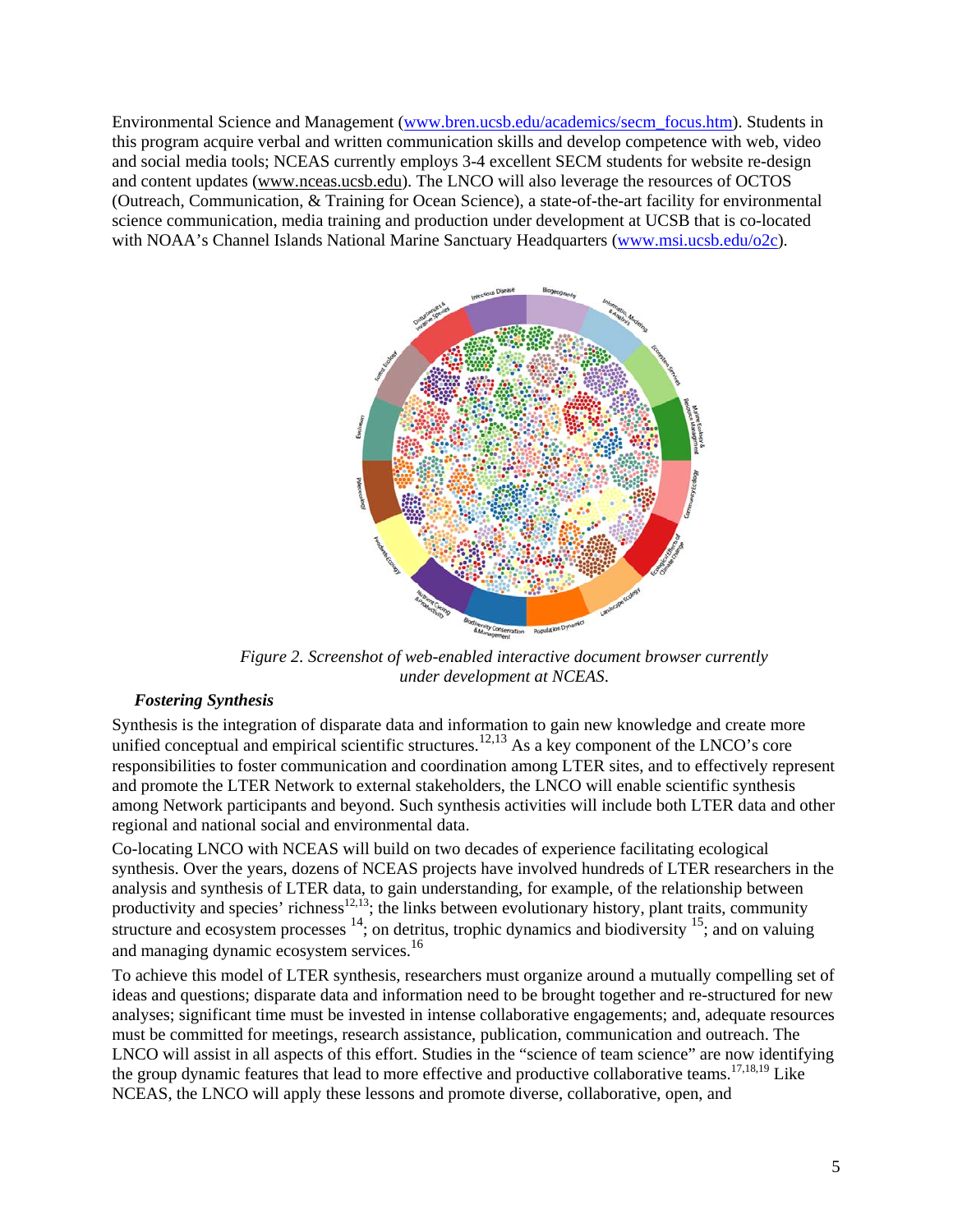Environmental Science and Management (www.bren.ucsb.edu/academics/secm_focus.htm). Students in this program acquire verbal and written communication skills and develop competence with web, video and social media tools; NCEAS currently employs 3-4 excellent SECM students for website re-design and content updates (www.nceas.ucsb.edu). The LNCO will also leverage the resources of OCTOS (Outreach, Communication, & Training for Ocean Science), a state-of-the-art facility for environmental science communication, media training and production under development at UCSB that is co-located with NOAA's Channel Islands National Marine Sanctuary Headquarters (www.msi.ucsb.edu/o2c).

*Figure 2. Screenshot of web-enabled interactive document browser currently under development at NCEAS.*

### *Fostering Synthesis*

Synthesis is the integration of disparate data and information to gain new knowledge and create more unified conceptual and empirical scientific structures.[12,13] As a key component of the LNCO's core responsibilities to foster communication and coordination among LTER sites, and to effectively represent and promote the LTER Network to external stakeholders, the LNCO will enable scientific synthesis among Network participants and beyond. Such synthesis activities will include both LTER data and other regional and national social and environmental data.

Co-locating LNCO with NCEAS will build on two decades of experience facilitating ecological synthesis. Over the years, dozens of NCEAS projects have involved hundreds of LTER researchers in the analysis and synthesis of LTER data, to gain understanding, for example, of the relationship between productivity and species' richness[12,13]; the links between evolutionary history, plant traits, community structure and ecosystem processes [14]; on detritus, trophic dynamics and biodiversity [15]; and on valuing and managing dynamic ecosystem services.[16]

To achieve this model of LTER synthesis, researchers must organize around a mutually compelling set of ideas and questions; disparate data and information need to be brought together and re-structured for new analyses; significant time must be invested in intense collaborative engagements; and, adequate resources must be committed for meetings, research assistance, publication, communication and outreach. The LNCO will assist in all aspects of this effort. Studies in the "science of team science" are now identifying the group dynamic features that lead to more effective and productive collaborative teams.[17,18,19] Like NCEAS, the LNCO will apply these lessons and promote diverse, collaborative, open, and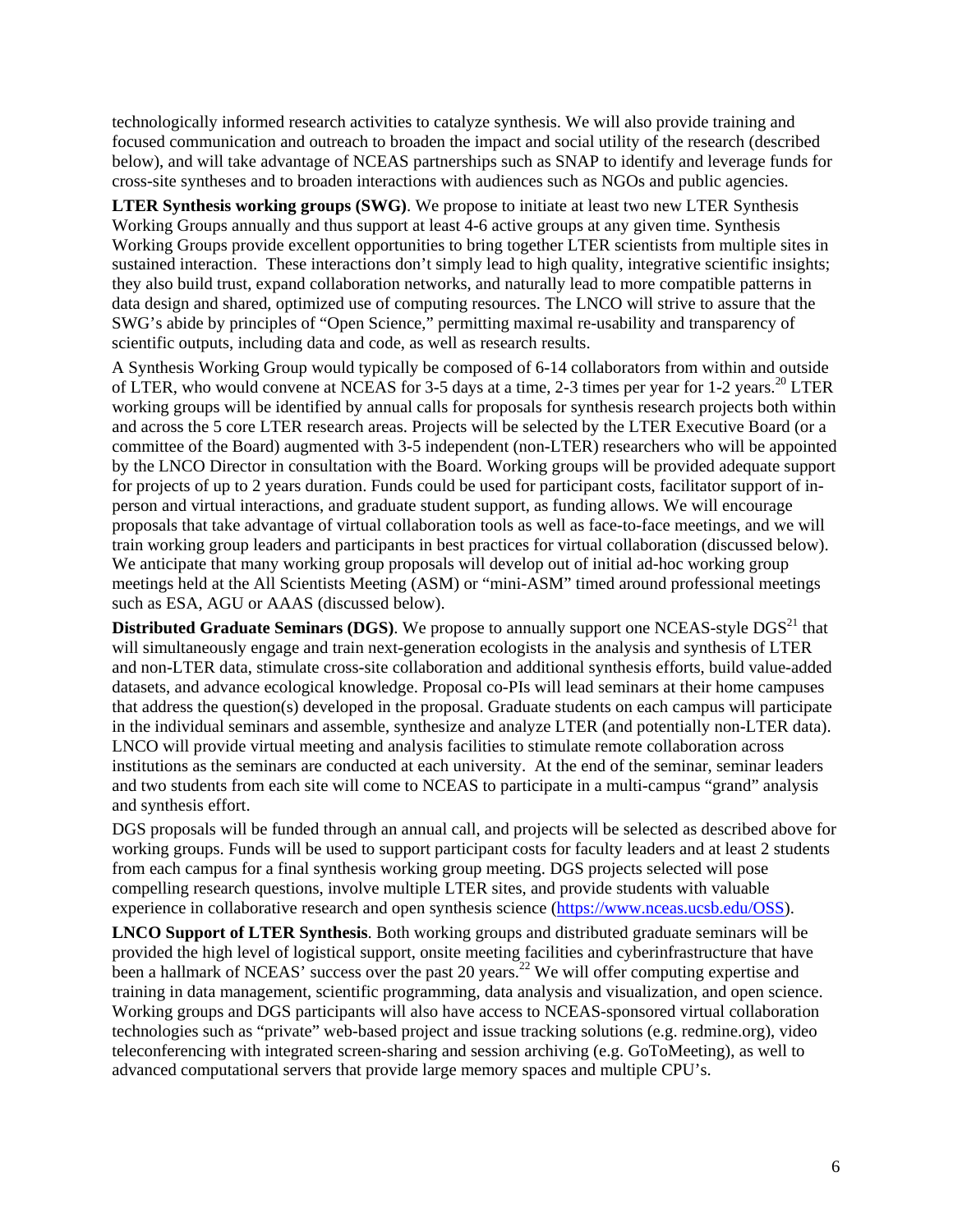technologically informed research activities to catalyze synthesis. We will also provide training and focused communication and outreach to broaden the impact and social utility of the research (described below), and will take advantage of NCEAS partnerships such as SNAP to identify and leverage funds for cross-site syntheses and to broaden interactions with audiences such as NGOs and public agencies.

**LTER Synthesis working groups (SWG)**. We propose to initiate at least two new LTER Synthesis Working Groups annually and thus support at least 4-6 active groups at any given time. Synthesis Working Groups provide excellent opportunities to bring together LTER scientists from multiple sites in sustained interaction. These interactions don't simply lead to high quality, integrative scientific insights; they also build trust, expand collaboration networks, and naturally lead to more compatible patterns in data design and shared, optimized use of computing resources. The LNCO will strive to assure that the SWG's abide by principles of "Open Science," permitting maximal re-usability and transparency of scientific outputs, including data and code, as well as research results.

A Synthesis Working Group would typically be composed of 6-14 collaborators from within and outside of LTER, who would convene at NCEAS for 3-5 days at a time, 2-3 times per year for 1-2 years.[20] LTER working groups will be identified by annual calls for proposals for synthesis research projects both within and across the 5 core LTER research areas. Projects will be selected by the LTER Executive Board (or a committee of the Board) augmented with 3-5 independent (non-LTER) researchers who will be appointed by the LNCO Director in consultation with the Board. Working groups will be provided adequate support for projects of up to 2 years duration. Funds could be used for participant costs, facilitator support of in-person and virtual interactions, and graduate student support, as funding allows. We will encourage proposals that take advantage of virtual collaboration tools as well as face-to-face meetings, and we will train working group leaders and participants in best practices for virtual collaboration (discussed below). We anticipate that many working group proposals will develop out of initial ad-hoc working group meetings held at the All Scientists Meeting (ASM) or "mini-ASM" timed around professional meetings such as ESA, AGU or AAAS (discussed below).

**Distributed Graduate Seminars (DGS)**. We propose to annually support one NCEAS-style DGS[21] that will simultaneously engage and train next-generation ecologists in the analysis and synthesis of LTER and non-LTER data, stimulate cross-site collaboration and additional synthesis efforts, build value-added datasets, and advance ecological knowledge. Proposal co-PIs will lead seminars at their home campuses that address the question(s) developed in the proposal. Graduate students on each campus will participate in the individual seminars and assemble, synthesize and analyze LTER (and potentially non-LTER data). LNCO will provide virtual meeting and analysis facilities to stimulate remote collaboration across institutions as the seminars are conducted at each university. At the end of the seminar, seminar leaders and two students from each site will come to NCEAS to participate in a multi-campus "grand" analysis and synthesis effort.

DGS proposals will be funded through an annual call, and projects will be selected as described above for working groups. Funds will be used to support participant costs for faculty leaders and at least 2 students from each campus for a final synthesis working group meeting. DGS projects selected will pose compelling research questions, involve multiple LTER sites, and provide students with valuable experience in collaborative research and open synthesis science (https://www.nceas.ucsb.edu/OSS).

**LNCO Support of LTER Synthesis**. Both working groups and distributed graduate seminars will be provided the high level of logistical support, onsite meeting facilities and cyberinfrastructure that have been a hallmark of NCEAS' success over the past 20 years.[22] We will offer computing expertise and training in data management, scientific programming, data analysis and visualization, and open science. Working groups and DGS participants will also have access to NCEAS-sponsored virtual collaboration technologies such as "private" web-based project and issue tracking solutions (e.g. redmine.org), video teleconferencing with integrated screen-sharing and session archiving (e.g. GoToMeeting), as well to advanced computational servers that provide large memory spaces and multiple CPU's.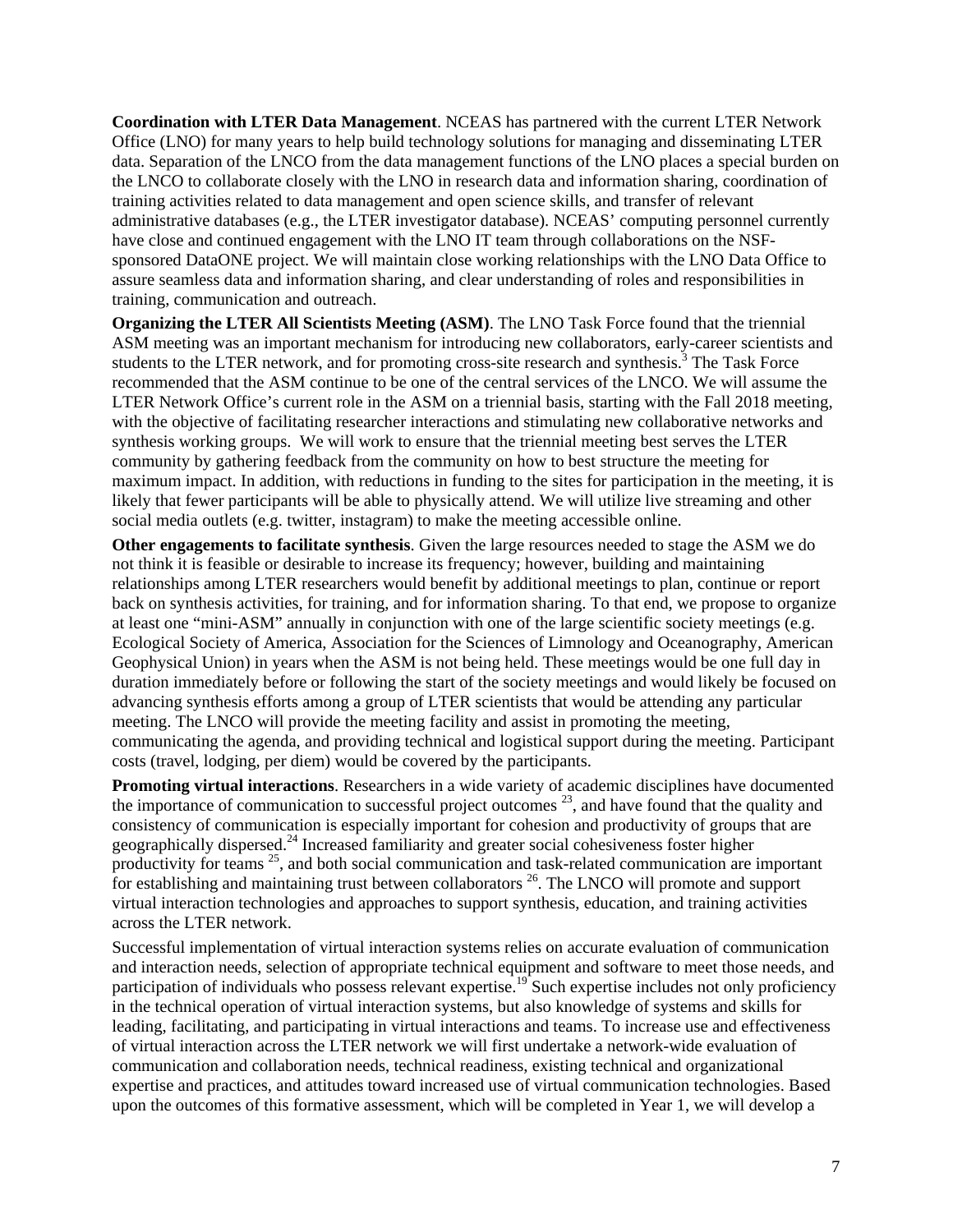**Coordination with LTER Data Management**. NCEAS has partnered with the current LTER Network Office (LNO) for many years to help build technology solutions for managing and disseminating LTER data. Separation of the LNCO from the data management functions of the LNO places a special burden on the LNCO to collaborate closely with the LNO in research data and information sharing, coordination of training activities related to data management and open science skills, and transfer of relevant administrative databases (e.g., the LTER investigator database). NCEAS' computing personnel currently have close and continued engagement with the LNO IT team through collaborations on the NSF-sponsored DataONE project. We will maintain close working relationships with the LNO Data Office to assure seamless data and information sharing, and clear understanding of roles and responsibilities in training, communication and outreach.

**Organizing the LTER All Scientists Meeting (ASM)**. The LNO Task Force found that the triennial ASM meeting was an important mechanism for introducing new collaborators, early-career scientists and students to the LTER network, and for promoting cross-site research and synthesis.[3] The Task Force recommended that the ASM continue to be one of the central services of the LNCO. We will assume the LTER Network Office's current role in the ASM on a triennial basis, starting with the Fall 2018 meeting, with the objective of facilitating researcher interactions and stimulating new collaborative networks and synthesis working groups. We will work to ensure that the triennial meeting best serves the LTER community by gathering feedback from the community on how to best structure the meeting for maximum impact. In addition, with reductions in funding to the sites for participation in the meeting, it is likely that fewer participants will be able to physically attend. We will utilize live streaming and other social media outlets (e.g. twitter, instagram) to make the meeting accessible online.

**Other engagements to facilitate synthesis**. Given the large resources needed to stage the ASM we do not think it is feasible or desirable to increase its frequency; however, building and maintaining relationships among LTER researchers would benefit by additional meetings to plan, continue or report back on synthesis activities, for training, and for information sharing. To that end, we propose to organize at least one "mini-ASM" annually in conjunction with one of the large scientific society meetings (e.g. Ecological Society of America, Association for the Sciences of Limnology and Oceanography, American Geophysical Union) in years when the ASM is not being held. These meetings would be one full day in duration immediately before or following the start of the society meetings and would likely be focused on advancing synthesis efforts among a group of LTER scientists that would be attending any particular meeting. The LNCO will provide the meeting facility and assist in promoting the meeting, communicating the agenda, and providing technical and logistical support during the meeting. Participant costs (travel, lodging, per diem) would be covered by the participants.

**Promoting virtual interactions**. Researchers in a wide variety of academic disciplines have documented the importance of communication to successful project outcomes [23], and have found that the quality and consistency of communication is especially important for cohesion and productivity of groups that are geographically dispersed.[24] Increased familiarity and greater social cohesiveness foster higher productivity for teams [25], and both social communication and task-related communication are important for establishing and maintaining trust between collaborators [26]. The LNCO will promote and support virtual interaction technologies and approaches to support synthesis, education, and training activities across the LTER network.

Successful implementation of virtual interaction systems relies on accurate evaluation of communication and interaction needs, selection of appropriate technical equipment and software to meet those needs, and participation of individuals who possess relevant expertise.[19] Such expertise includes not only proficiency in the technical operation of virtual interaction systems, but also knowledge of systems and skills for leading, facilitating, and participating in virtual interactions and teams. To increase use and effectiveness of virtual interaction across the LTER network we will first undertake a network-wide evaluation of communication and collaboration needs, technical readiness, existing technical and organizational expertise and practices, and attitudes toward increased use of virtual communication technologies. Based upon the outcomes of this formative assessment, which will be completed in Year 1, we will develop a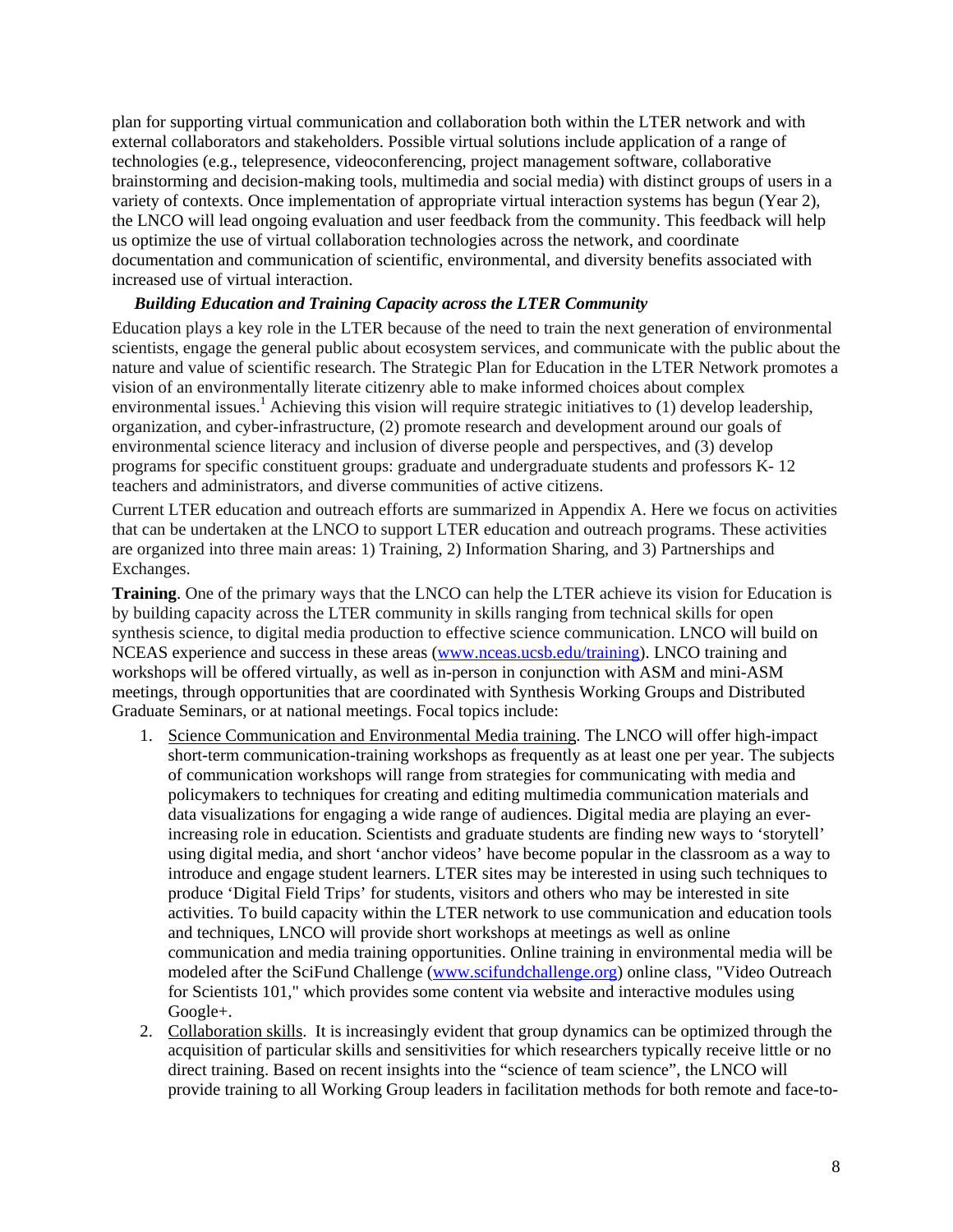plan for supporting virtual communication and collaboration both within the LTER network and with external collaborators and stakeholders. Possible virtual solutions include application of a range of technologies (e.g., telepresence, videoconferencing, project management software, collaborative brainstorming and decision-making tools, multimedia and social media) with distinct groups of users in a variety of contexts. Once implementation of appropriate virtual interaction systems has begun (Year 2), the LNCO will lead ongoing evaluation and user feedback from the community. This feedback will help us optimize the use of virtual collaboration technologies across the network, and coordinate documentation and communication of scientific, environmental, and diversity benefits associated with increased use of virtual interaction.

***Building Education and Training Capacity across the LTER Community***

Education plays a key role in the LTER because of the need to train the next generation of environmental scientists, engage the general public about ecosystem services, and communicate with the public about the nature and value of scientific research. The Strategic Plan for Education in the LTER Network promotes a vision of an environmentally literate citizenry able to make informed choices about complex environmental issues.[1] Achieving this vision will require strategic initiatives to (1) develop leadership, organization, and cyber-infrastructure, (2) promote research and development around our goals of environmental science literacy and inclusion of diverse people and perspectives, and (3) develop programs for specific constituent groups: graduate and undergraduate students and professors K- 12 teachers and administrators, and diverse communities of active citizens.

Current LTER education and outreach efforts are summarized in Appendix A. Here we focus on activities that can be undertaken at the LNCO to support LTER education and outreach programs. These activities are organized into three main areas: 1) Training, 2) Information Sharing, and 3) Partnerships and Exchanges.

**Training**. One of the primary ways that the LNCO can help the LTER achieve its vision for Education is by building capacity across the LTER community in skills ranging from technical skills for open synthesis science, to digital media production to effective science communication. LNCO will build on NCEAS experience and success in these areas (www.nceas.ucsb.edu/training). LNCO training and workshops will be offered virtually, as well as in-person in conjunction with ASM and mini-ASM meetings, through opportunities that are coordinated with Synthesis Working Groups and Distributed Graduate Seminars, or at national meetings. Focal topics include:

1. Science Communication and Environmental Media training. The LNCO will offer high-impact short-term communication-training workshops as frequently as at least one per year. The subjects of communication workshops will range from strategies for communicating with media and policymakers to techniques for creating and editing multimedia communication materials and data visualizations for engaging a wide range of audiences. Digital media are playing an ever-increasing role in education. Scientists and graduate students are finding new ways to 'storytell' using digital media, and short 'anchor videos' have become popular in the classroom as a way to introduce and engage student learners. LTER sites may be interested in using such techniques to produce 'Digital Field Trips' for students, visitors and others who may be interested in site activities. To build capacity within the LTER network to use communication and education tools and techniques, LNCO will provide short workshops at meetings as well as online communication and media training opportunities. Online training in environmental media will be modeled after the SciFund Challenge (www.scifundchallenge.org) online class, "Video Outreach for Scientists 101," which provides some content via website and interactive modules using Google+.
2. Collaboration skills. It is increasingly evident that group dynamics can be optimized through the acquisition of particular skills and sensitivities for which researchers typically receive little or no direct training. Based on recent insights into the "science of team science", the LNCO will provide training to all Working Group leaders in facilitation methods for both remote and face-to-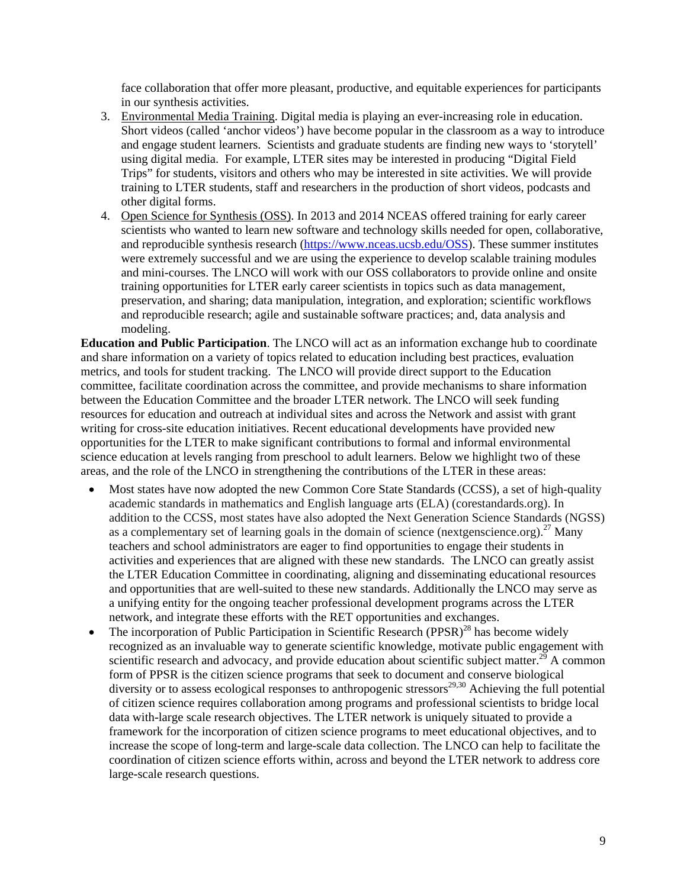face collaboration that offer more pleasant, productive, and equitable experiences for participants in our synthesis activities.

3. Environmental Media Training. Digital media is playing an ever-increasing role in education. Short videos (called 'anchor videos') have become popular in the classroom as a way to introduce and engage student learners. Scientists and graduate students are finding new ways to 'storytell' using digital media. For example, LTER sites may be interested in producing "Digital Field Trips" for students, visitors and others who may be interested in site activities. We will provide training to LTER students, staff and researchers in the production of short videos, podcasts and other digital forms.
4. Open Science for Synthesis (OSS). In 2013 and 2014 NCEAS offered training for early career scientists who wanted to learn new software and technology skills needed for open, collaborative, and reproducible synthesis research (https://www.nceas.ucsb.edu/OSS). These summer institutes were extremely successful and we are using the experience to develop scalable training modules and mini-courses. The LNCO will work with our OSS collaborators to provide online and onsite training opportunities for LTER early career scientists in topics such as data management, preservation, and sharing; data manipulation, integration, and exploration; scientific workflows and reproducible research; agile and sustainable software practices; and, data analysis and modeling.

**Education and Public Participation**. The LNCO will act as an information exchange hub to coordinate and share information on a variety of topics related to education including best practices, evaluation metrics, and tools for student tracking. The LNCO will provide direct support to the Education committee, facilitate coordination across the committee, and provide mechanisms to share information between the Education Committee and the broader LTER network. The LNCO will seek funding resources for education and outreach at individual sites and across the Network and assist with grant writing for cross-site education initiatives. Recent educational developments have provided new opportunities for the LTER to make significant contributions to formal and informal environmental science education at levels ranging from preschool to adult learners. Below we highlight two of these areas, and the role of the LNCO in strengthening the contributions of the LTER in these areas:

- Most states have now adopted the new Common Core State Standards (CCSS), a set of high-quality academic standards in mathematics and English language arts (ELA) (corestandards.org). In addition to the CCSS, most states have also adopted the Next Generation Science Standards (NGSS) as a complementary set of learning goals in the domain of science (nextgenscience.org).[27] Many teachers and school administrators are eager to find opportunities to engage their students in activities and experiences that are aligned with these new standards. The LNCO can greatly assist the LTER Education Committee in coordinating, aligning and disseminating educational resources and opportunities that are well-suited to these new standards. Additionally the LNCO may serve as a unifying entity for the ongoing teacher professional development programs across the LTER network, and integrate these efforts with the RET opportunities and exchanges.
- The incorporation of Public Participation in Scientific Research (PPSR)[28] has become widely recognized as an invaluable way to generate scientific knowledge, motivate public engagement with scientific research and advocacy, and provide education about scientific subject matter.[29] A common form of PPSR is the citizen science programs that seek to document and conserve biological diversity or to assess ecological responses to anthropogenic stressors[29,30] Achieving the full potential of citizen science requires collaboration among programs and professional scientists to bridge local data with-large scale research objectives. The LTER network is uniquely situated to provide a framework for the incorporation of citizen science programs to meet educational objectives, and to increase the scope of long-term and large-scale data collection. The LNCO can help to facilitate the coordination of citizen science efforts within, across and beyond the LTER network to address core large-scale research questions.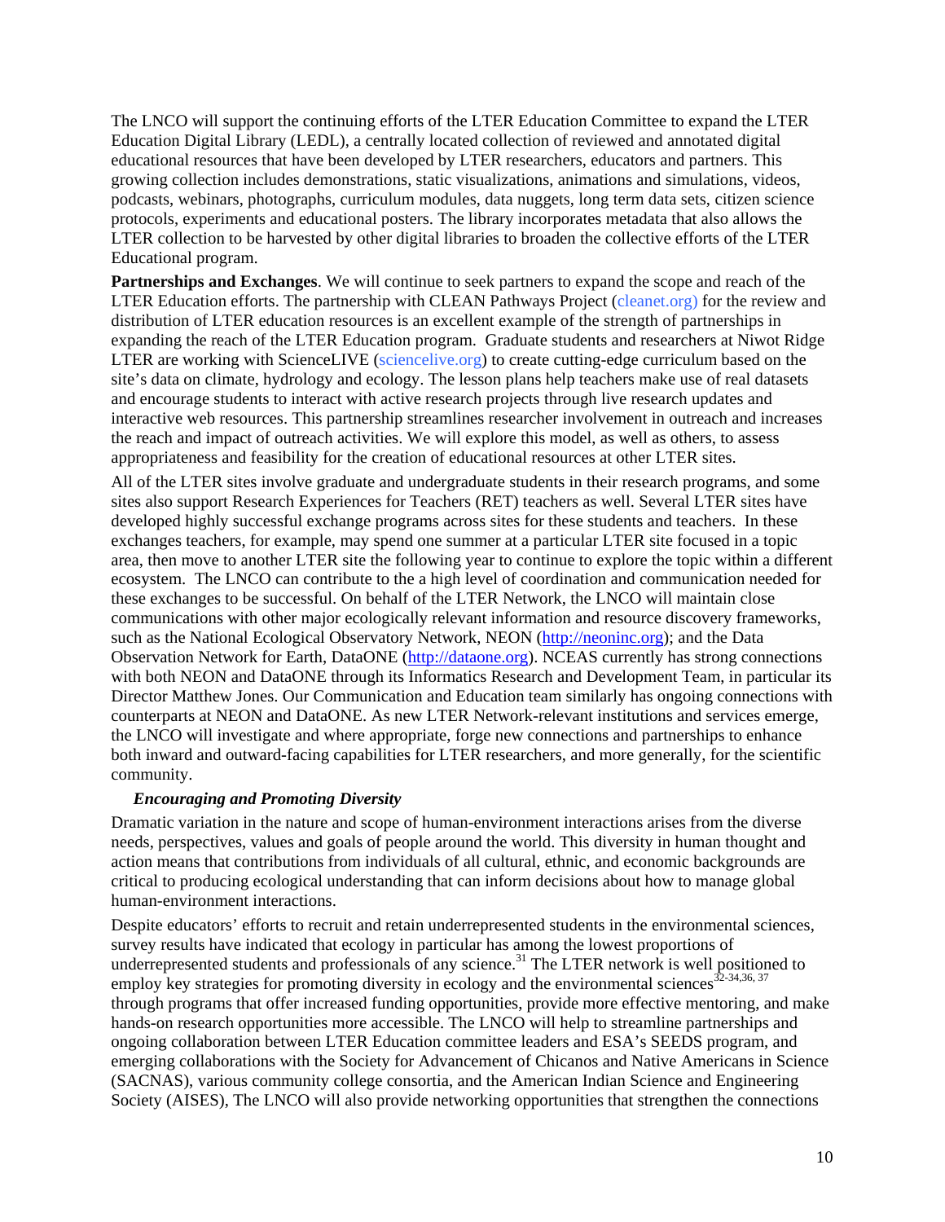The LNCO will support the continuing efforts of the LTER Education Committee to expand the LTER Education Digital Library (LEDL), a centrally located collection of reviewed and annotated digital educational resources that have been developed by LTER researchers, educators and partners. This growing collection includes demonstrations, static visualizations, animations and simulations, videos, podcasts, webinars, photographs, curriculum modules, data nuggets, long term data sets, citizen science protocols, experiments and educational posters. The library incorporates metadata that also allows the LTER collection to be harvested by other digital libraries to broaden the collective efforts of the LTER Educational program.

**Partnerships and Exchanges**. We will continue to seek partners to expand the scope and reach of the LTER Education efforts. The partnership with CLEAN Pathways Project (cleanet.org) for the review and distribution of LTER education resources is an excellent example of the strength of partnerships in expanding the reach of the LTER Education program. Graduate students and researchers at Niwot Ridge LTER are working with ScienceLIVE (sciencelive.org) to create cutting-edge curriculum based on the site's data on climate, hydrology and ecology. The lesson plans help teachers make use of real datasets and encourage students to interact with active research projects through live research updates and interactive web resources. This partnership streamlines researcher involvement in outreach and increases the reach and impact of outreach activities. We will explore this model, as well as others, to assess appropriateness and feasibility for the creation of educational resources at other LTER sites.

All of the LTER sites involve graduate and undergraduate students in their research programs, and some sites also support Research Experiences for Teachers (RET) teachers as well. Several LTER sites have developed highly successful exchange programs across sites for these students and teachers. In these exchanges teachers, for example, may spend one summer at a particular LTER site focused in a topic area, then move to another LTER site the following year to continue to explore the topic within a different ecosystem. The LNCO can contribute to the a high level of coordination and communication needed for these exchanges to be successful. On behalf of the LTER Network, the LNCO will maintain close communications with other major ecologically relevant information and resource discovery frameworks, such as the National Ecological Observatory Network, NEON (http://neoninc.org); and the Data Observation Network for Earth, DataONE (http://dataone.org). NCEAS currently has strong connections with both NEON and DataONE through its Informatics Research and Development Team, in particular its Director Matthew Jones. Our Communication and Education team similarly has ongoing connections with counterparts at NEON and DataONE. As new LTER Network-relevant institutions and services emerge, the LNCO will investigate and where appropriate, forge new connections and partnerships to enhance both inward and outward-facing capabilities for LTER researchers, and more generally, for the scientific community.

***Encouraging and Promoting Diversity***

Dramatic variation in the nature and scope of human-environment interactions arises from the diverse needs, perspectives, values and goals of people around the world. This diversity in human thought and action means that contributions from individuals of all cultural, ethnic, and economic backgrounds are critical to producing ecological understanding that can inform decisions about how to manage global human-environment interactions.

Despite educators' efforts to recruit and retain underrepresented students in the environmental sciences, survey results have indicated that ecology in particular has among the lowest proportions of underrepresented students and professionals of any science.[31] The LTER network is well positioned to employ key strategies for promoting diversity in ecology and the environmental sciences[32-34,36, 37] through programs that offer increased funding opportunities, provide more effective mentoring, and make hands-on research opportunities more accessible. The LNCO will help to streamline partnerships and ongoing collaboration between LTER Education committee leaders and ESA's SEEDS program, and emerging collaborations with the Society for Advancement of Chicanos and Native Americans in Science (SACNAS), various community college consortia, and the American Indian Science and Engineering Society (AISES), The LNCO will also provide networking opportunities that strengthen the connections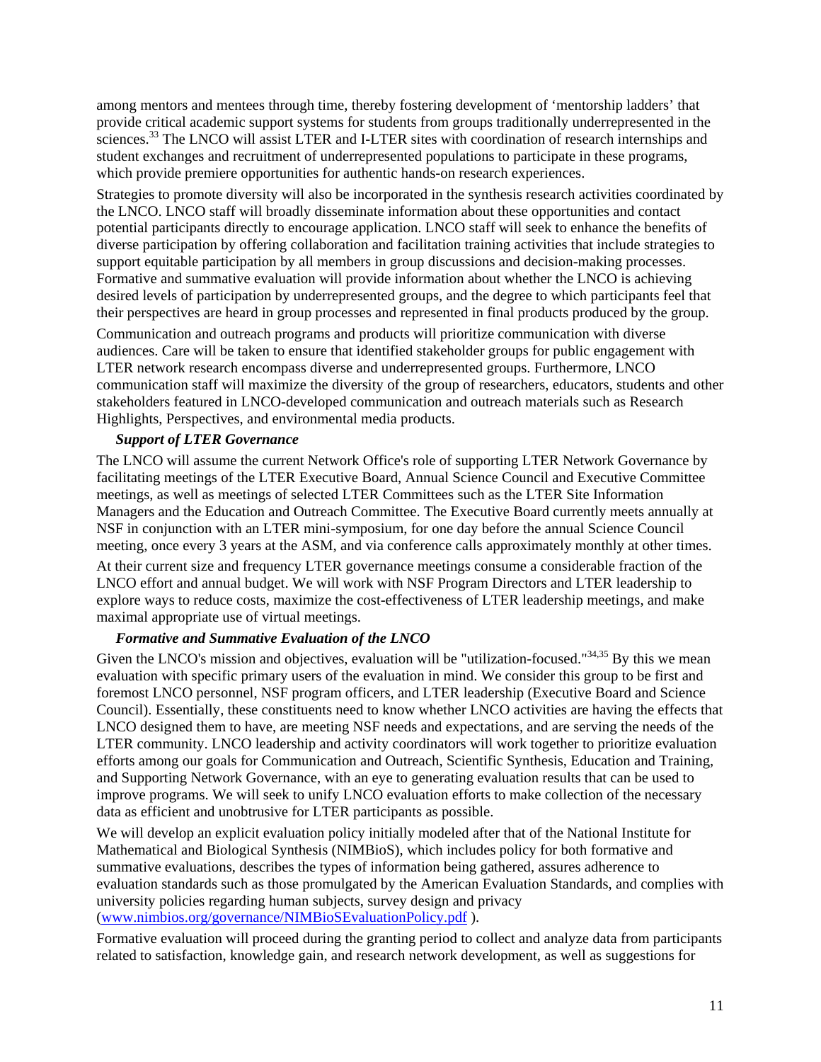among mentors and mentees through time, thereby fostering development of 'mentorship ladders' that provide critical academic support systems for students from groups traditionally underrepresented in the sciences.[33] The LNCO will assist LTER and I-LTER sites with coordination of research internships and student exchanges and recruitment of underrepresented populations to participate in these programs, which provide premiere opportunities for authentic hands-on research experiences.

Strategies to promote diversity will also be incorporated in the synthesis research activities coordinated by the LNCO. LNCO staff will broadly disseminate information about these opportunities and contact potential participants directly to encourage application. LNCO staff will seek to enhance the benefits of diverse participation by offering collaboration and facilitation training activities that include strategies to support equitable participation by all members in group discussions and decision-making processes. Formative and summative evaluation will provide information about whether the LNCO is achieving desired levels of participation by underrepresented groups, and the degree to which participants feel that their perspectives are heard in group processes and represented in final products produced by the group.

Communication and outreach programs and products will prioritize communication with diverse audiences. Care will be taken to ensure that identified stakeholder groups for public engagement with LTER network research encompass diverse and underrepresented groups. Furthermore, LNCO communication staff will maximize the diversity of the group of researchers, educators, students and other stakeholders featured in LNCO-developed communication and outreach materials such as Research Highlights, Perspectives, and environmental media products.

***Support of LTER Governance***

The LNCO will assume the current Network Office's role of supporting LTER Network Governance by facilitating meetings of the LTER Executive Board, Annual Science Council and Executive Committee meetings, as well as meetings of selected LTER Committees such as the LTER Site Information Managers and the Education and Outreach Committee. The Executive Board currently meets annually at NSF in conjunction with an LTER mini-symposium, for one day before the annual Science Council meeting, once every 3 years at the ASM, and via conference calls approximately monthly at other times. At their current size and frequency LTER governance meetings consume a considerable fraction of the LNCO effort and annual budget. We will work with NSF Program Directors and LTER leadership to explore ways to reduce costs, maximize the cost-effectiveness of LTER leadership meetings, and make maximal appropriate use of virtual meetings.

***Formative and Summative Evaluation of the LNCO***

Given the LNCO's mission and objectives, evaluation will be "utilization-focused."[34,35] By this we mean evaluation with specific primary users of the evaluation in mind. We consider this group to be first and foremost LNCO personnel, NSF program officers, and LTER leadership (Executive Board and Science Council). Essentially, these constituents need to know whether LNCO activities are having the effects that LNCO designed them to have, are meeting NSF needs and expectations, and are serving the needs of the LTER community. LNCO leadership and activity coordinators will work together to prioritize evaluation efforts among our goals for Communication and Outreach, Scientific Synthesis, Education and Training, and Supporting Network Governance, with an eye to generating evaluation results that can be used to improve programs. We will seek to unify LNCO evaluation efforts to make collection of the necessary data as efficient and unobtrusive for LTER participants as possible.

We will develop an explicit evaluation policy initially modeled after that of the National Institute for Mathematical and Biological Synthesis (NIMBioS), which includes policy for both formative and summative evaluations, describes the types of information being gathered, assures adherence to evaluation standards such as those promulgated by the American Evaluation Standards, and complies with university policies regarding human subjects, survey design and privacy (www.nimbios.org/governance/NIMBioSEvaluationPolicy.pdf ).

Formative evaluation will proceed during the granting period to collect and analyze data from participants related to satisfaction, knowledge gain, and research network development, as well as suggestions for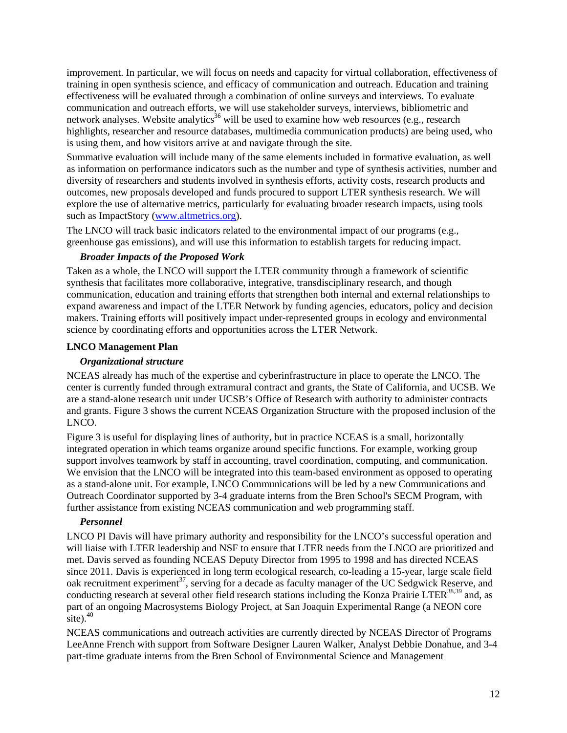improvement. In particular, we will focus on needs and capacity for virtual collaboration, effectiveness of training in open synthesis science, and efficacy of communication and outreach. Education and training effectiveness will be evaluated through a combination of online surveys and interviews. To evaluate communication and outreach efforts, we will use stakeholder surveys, interviews, bibliometric and network analyses. Website analytics[36] will be used to examine how web resources (e.g., research highlights, researcher and resource databases, multimedia communication products) are being used, who is using them, and how visitors arrive at and navigate through the site.

Summative evaluation will include many of the same elements included in formative evaluation, as well as information on performance indicators such as the number and type of synthesis activities, number and diversity of researchers and students involved in synthesis efforts, activity costs, research products and outcomes, new proposals developed and funds procured to support LTER synthesis research. We will explore the use of alternative metrics, particularly for evaluating broader research impacts, using tools such as ImpactStory (www.altmetrics.org).

The LNCO will track basic indicators related to the environmental impact of our programs (e.g., greenhouse gas emissions), and will use this information to establish targets for reducing impact.

### *Broader Impacts of the Proposed Work*

Taken as a whole, the LNCO will support the LTER community through a framework of scientific synthesis that facilitates more collaborative, integrative, transdisciplinary research, and though communication, education and training efforts that strengthen both internal and external relationships to expand awareness and impact of the LTER Network by funding agencies, educators, policy and decision makers. Training efforts will positively impact under-represented groups in ecology and environmental science by coordinating efforts and opportunities across the LTER Network.

## LNCO Management Plan

### *Organizational structure*

NCEAS already has much of the expertise and cyberinfrastructure in place to operate the LNCO. The center is currently funded through extramural contract and grants, the State of California, and UCSB. We are a stand-alone research unit under UCSB's Office of Research with authority to administer contracts and grants. Figure 3 shows the current NCEAS Organization Structure with the proposed inclusion of the LNCO.

Figure 3 is useful for displaying lines of authority, but in practice NCEAS is a small, horizontally integrated operation in which teams organize around specific functions. For example, working group support involves teamwork by staff in accounting, travel coordination, computing, and communication. We envision that the LNCO will be integrated into this team-based environment as opposed to operating as a stand-alone unit. For example, LNCO Communications will be led by a new Communications and Outreach Coordinator supported by 3-4 graduate interns from the Bren School's SECM Program, with further assistance from existing NCEAS communication and web programming staff.

### *Personnel*

LNCO PI Davis will have primary authority and responsibility for the LNCO's successful operation and will liaise with LTER leadership and NSF to ensure that LTER needs from the LNCO are prioritized and met. Davis served as founding NCEAS Deputy Director from 1995 to 1998 and has directed NCEAS since 2011. Davis is experienced in long term ecological research, co-leading a 15-year, large scale field oak recruitment experiment[37], serving for a decade as faculty manager of the UC Sedgwick Reserve, and conducting research at several other field research stations including the Konza Prairie LTER[38,39] and, as part of an ongoing Macrosystems Biology Project, at San Joaquin Experimental Range (a NEON core site).[40]

NCEAS communications and outreach activities are currently directed by NCEAS Director of Programs LeeAnne French with support from Software Designer Lauren Walker, Analyst Debbie Donahue, and 3-4 part-time graduate interns from the Bren School of Environmental Science and Management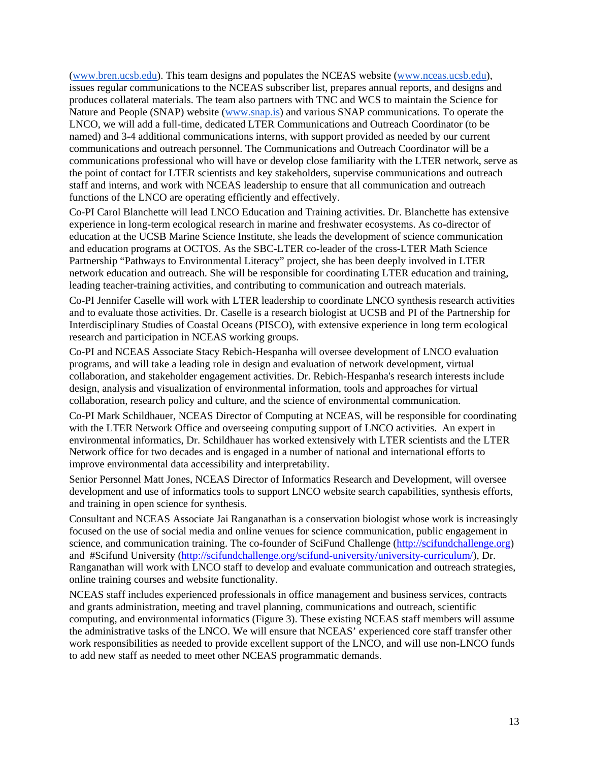(www.bren.ucsb.edu). This team designs and populates the NCEAS website (www.nceas.ucsb.edu), issues regular communications to the NCEAS subscriber list, prepares annual reports, and designs and produces collateral materials. The team also partners with TNC and WCS to maintain the Science for Nature and People (SNAP) website (www.snap.is) and various SNAP communications. To operate the LNCO, we will add a full-time, dedicated LTER Communications and Outreach Coordinator (to be named) and 3-4 additional communications interns, with support provided as needed by our current communications and outreach personnel. The Communications and Outreach Coordinator will be a communications professional who will have or develop close familiarity with the LTER network, serve as the point of contact for LTER scientists and key stakeholders, supervise communications and outreach staff and interns, and work with NCEAS leadership to ensure that all communication and outreach functions of the LNCO are operating efficiently and effectively.

Co-PI Carol Blanchette will lead LNCO Education and Training activities. Dr. Blanchette has extensive experience in long-term ecological research in marine and freshwater ecosystems. As co-director of education at the UCSB Marine Science Institute, she leads the development of science communication and education programs at OCTOS. As the SBC-LTER co-leader of the cross-LTER Math Science Partnership "Pathways to Environmental Literacy" project, she has been deeply involved in LTER network education and outreach. She will be responsible for coordinating LTER education and training, leading teacher-training activities, and contributing to communication and outreach materials.

Co-PI Jennifer Caselle will work with LTER leadership to coordinate LNCO synthesis research activities and to evaluate those activities. Dr. Caselle is a research biologist at UCSB and PI of the Partnership for Interdisciplinary Studies of Coastal Oceans (PISCO), with extensive experience in long term ecological research and participation in NCEAS working groups.

Co-PI and NCEAS Associate Stacy Rebich-Hespanha will oversee development of LNCO evaluation programs, and will take a leading role in design and evaluation of network development, virtual collaboration, and stakeholder engagement activities. Dr. Rebich-Hespanha's research interests include design, analysis and visualization of environmental information, tools and approaches for virtual collaboration, research policy and culture, and the science of environmental communication.

Co-PI Mark Schildhauer, NCEAS Director of Computing at NCEAS, will be responsible for coordinating with the LTER Network Office and overseeing computing support of LNCO activities. An expert in environmental informatics, Dr. Schildhauer has worked extensively with LTER scientists and the LTER Network office for two decades and is engaged in a number of national and international efforts to improve environmental data accessibility and interpretability.

Senior Personnel Matt Jones, NCEAS Director of Informatics Research and Development, will oversee development and use of informatics tools to support LNCO website search capabilities, synthesis efforts, and training in open science for synthesis.

Consultant and NCEAS Associate Jai Ranganathan is a conservation biologist whose work is increasingly focused on the use of social media and online venues for science communication, public engagement in science, and communication training. The co-founder of SciFund Challenge (http://scifundchallenge.org) and #Scifund University (http://scifundchallenge.org/scifund-university/university-curriculum/), Dr. Ranganathan will work with LNCO staff to develop and evaluate communication and outreach strategies, online training courses and website functionality.

NCEAS staff includes experienced professionals in office management and business services, contracts and grants administration, meeting and travel planning, communications and outreach, scientific computing, and environmental informatics (Figure 3). These existing NCEAS staff members will assume the administrative tasks of the LNCO. We will ensure that NCEAS' experienced core staff transfer other work responsibilities as needed to provide excellent support of the LNCO, and will use non-LNCO funds to add new staff as needed to meet other NCEAS programmatic demands.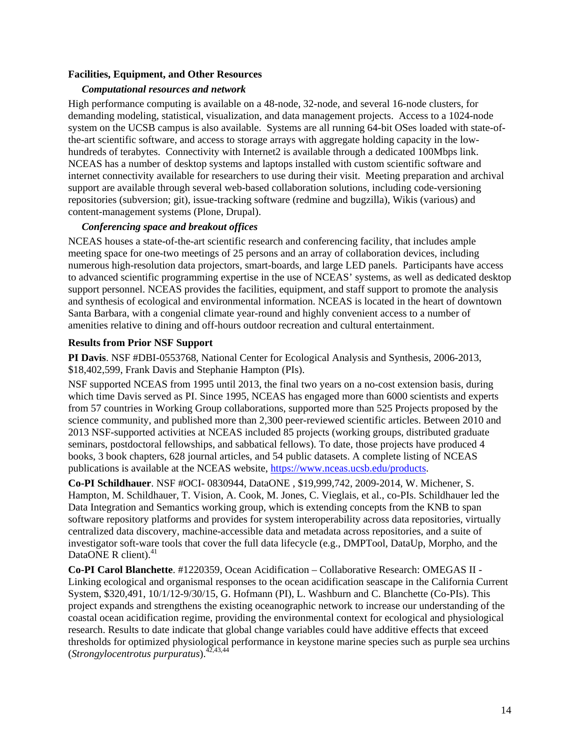**Facilities, Equipment, and Other Resources**

***Computational resources and network***

High performance computing is available on a 48-node, 32-node, and several 16-node clusters, for demanding modeling, statistical, visualization, and data management projects. Access to a 1024-node system on the UCSB campus is also available. Systems are all running 64-bit OSes loaded with state-of-the-art scientific software, and access to storage arrays with aggregate holding capacity in the low-hundreds of terabytes. Connectivity with Internet2 is available through a dedicated 100Mbps link. NCEAS has a number of desktop systems and laptops installed with custom scientific software and internet connectivity available for researchers to use during their visit. Meeting preparation and archival support are available through several web-based collaboration solutions, including code-versioning repositories (subversion; git), issue-tracking software (redmine and bugzilla), Wikis (various) and content-management systems (Plone, Drupal).

***Conferencing space and breakout offices***

NCEAS houses a state-of-the-art scientific research and conferencing facility, that includes ample meeting space for one-two meetings of 25 persons and an array of collaboration devices, including numerous high-resolution data projectors, smart-boards, and large LED panels. Participants have access to advanced scientific programming expertise in the use of NCEAS' systems, as well as dedicated desktop support personnel. NCEAS provides the facilities, equipment, and staff support to promote the analysis and synthesis of ecological and environmental information. NCEAS is located in the heart of downtown Santa Barbara, with a congenial climate year-round and highly convenient access to a number of amenities relative to dining and off-hours outdoor recreation and cultural entertainment.

**Results from Prior NSF Support**

**PI Davis**. NSF #DBI-0553768, National Center for Ecological Analysis and Synthesis, 2006-2013, \$18,402,599, Frank Davis and Stephanie Hampton (PIs).

NSF supported NCEAS from 1995 until 2013, the final two years on a no-cost extension basis, during which time Davis served as PI. Since 1995, NCEAS has engaged more than 6000 scientists and experts from 57 countries in Working Group collaborations, supported more than 525 Projects proposed by the science community, and published more than 2,300 peer-reviewed scientific articles. Between 2010 and 2013 NSF-supported activities at NCEAS included 85 projects (working groups, distributed graduate seminars, postdoctoral fellowships, and sabbatical fellows). To date, those projects have produced 4 books, 3 book chapters, 628 journal articles, and 54 public datasets. A complete listing of NCEAS publications is available at the NCEAS website, https://www.nceas.ucsb.edu/products.

**Co-PI Schildhauer**. NSF #OCI- 0830944, DataONE , \$19,999,742, 2009-2014, W. Michener, S. Hampton, M. Schildhauer, T. Vision, A. Cook, M. Jones, C. Vieglais, et al., co-PIs. Schildhauer led the Data Integration and Semantics working group, which is extending concepts from the KNB to span software repository platforms and provides for system interoperability across data repositories, virtually centralized data discovery, machine-accessible data and metadata across repositories, and a suite of investigator soft-ware tools that cover the full data lifecycle (e.g., DMPTool, DataUp, Morpho, and the DataONE R client).[41]

**Co-PI Carol Blanchette**. #1220359, Ocean Acidification – Collaborative Research: OMEGAS II - Linking ecological and organismal responses to the ocean acidification seascape in the California Current System, \$320,491, 10/1/12-9/30/15, G. Hofmann (PI), L. Washburn and C. Blanchette (Co-PIs). This project expands and strengthens the existing oceanographic network to increase our understanding of the coastal ocean acidification regime, providing the environmental context for ecological and physiological research. Results to date indicate that global change variables could have additive effects that exceed thresholds for optimized physiological performance in keystone marine species such as purple sea urchins (*Strongylocentrotus purpuratus*).[42,43,44]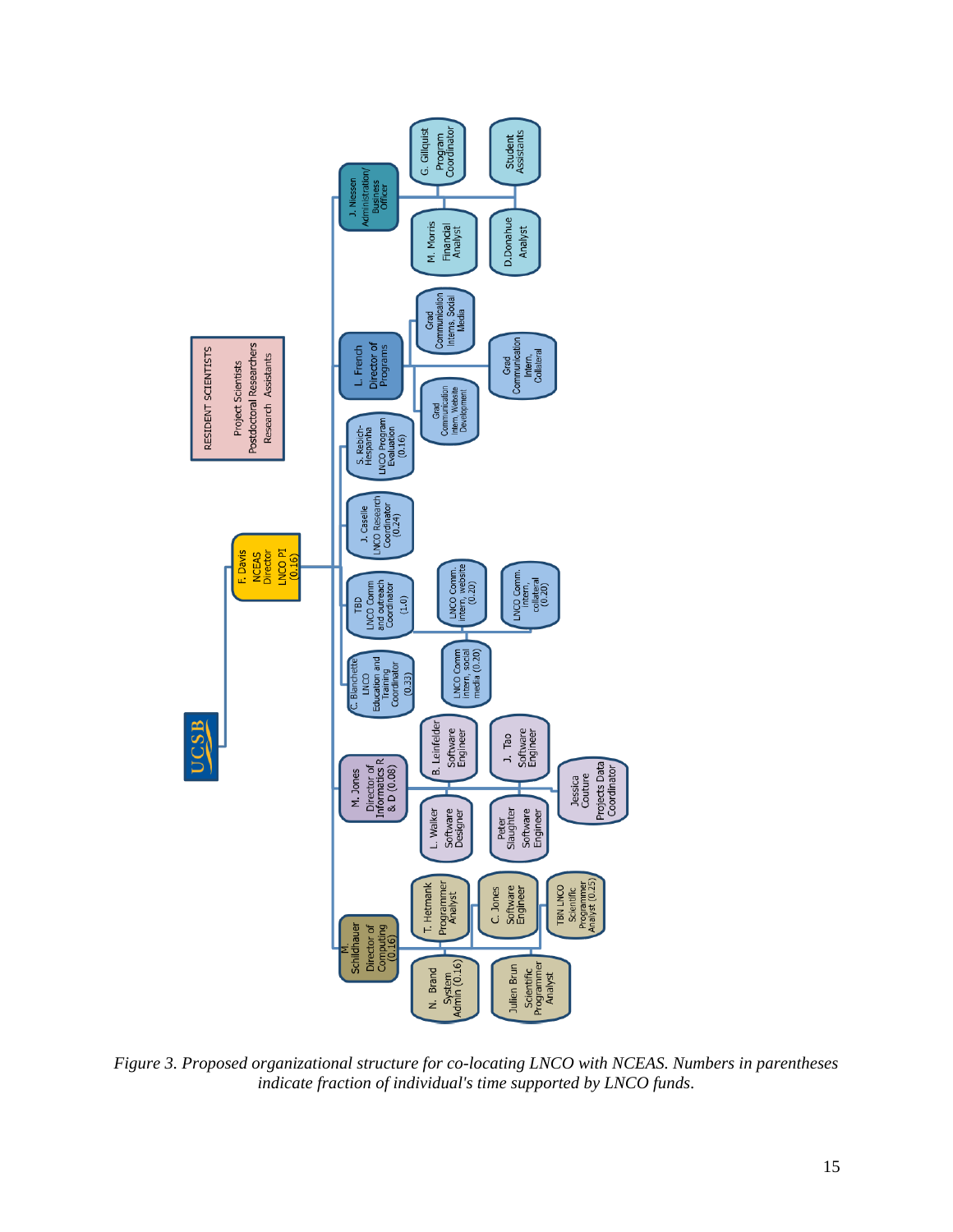UCSB

- F. Davis, NCEAS Director, LNCO PI (0.16)
  - RESIDENT SCIENTISTS: Project Scientists, Postdoctoral Researchers, Research Assistants
  - J. Niessen, Administration/Business Officer
    - G. Gillquist, Program Coordinator
    - M. Morris, Financial Analyst
    - Student Assistants
    - D. Donahue, Analyst
  - L. French, Director of Programs
    - Grad Communication Interns, Social Media
    - Grad Communication Intern, Collateral
    - Grad Communication Intern, Website Development
  - S. Rebich-Hespanha, LNCO Program Evaluation (0.16)
  - J. Caselle, LNCO Research Coordinator (0.24)
  - TBD, LNCO Comm and outreach Coordinator (1.0)
    - LNCO Comm. Intern, website (0.20)
    - LNCO Comm. Intern, collateral (0.20)
    - LNCO Comm Intern, social media (0.20)
  - C. Blanchette, LNCO Education and Training Coordinator (0.33)
  - M. Jones, Director of Informatics R & D (0.08)
    - B. Leinfelder, Software Engineer
    - J. Tao, Software Engineer
    - L. Walker, Software Designer
    - Peter Slaughter, Software Engineer
    - Jessica Couture, Projects Data Coordinator
  - M. Schildhauer, Director of Computing (0.16)
    - T. Hetmank, Programmer Analyst
    - C. Jones, Software Engineer
    - TBN LNCO Scientific Programmer Analyst (0.25)
    - N. Brand, System Admin (0.16)
    - Julien Brun, Scientific Programmer Analyst

*Figure 3. Proposed organizational structure for co-locating LNCO with NCEAS. Numbers in parentheses indicate fraction of individual's time supported by LNCO funds.*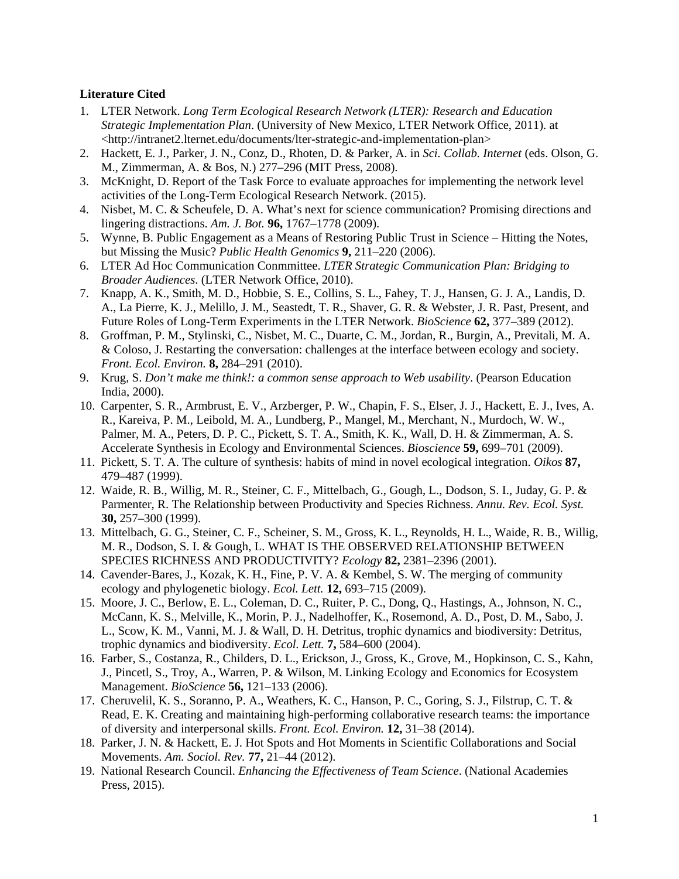**Literature Cited**

1. LTER Network. *Long Term Ecological Research Network (LTER): Research and Education Strategic Implementation Plan*. (University of New Mexico, LTER Network Office, 2011). at <http://intranet2.lternet.edu/documents/lter-strategic-and-implementation-plan>
2. Hackett, E. J., Parker, J. N., Conz, D., Rhoten, D. & Parker, A. in *Sci. Collab. Internet* (eds. Olson, G. M., Zimmerman, A. & Bos, N.) 277–296 (MIT Press, 2008).
3. McKnight, D. Report of the Task Force to evaluate approaches for implementing the network level activities of the Long-Term Ecological Research Network. (2015).
4. Nisbet, M. C. & Scheufele, D. A. What's next for science communication? Promising directions and lingering distractions. *Am. J. Bot.* **96,** 1767–1778 (2009).
5. Wynne, B. Public Engagement as a Means of Restoring Public Trust in Science – Hitting the Notes, but Missing the Music? *Public Health Genomics* **9,** 211–220 (2006).
6. LTER Ad Hoc Communication Conmmittee. *LTER Strategic Communication Plan: Bridging to Broader Audiences*. (LTER Network Office, 2010).
7. Knapp, A. K., Smith, M. D., Hobbie, S. E., Collins, S. L., Fahey, T. J., Hansen, G. J. A., Landis, D. A., La Pierre, K. J., Melillo, J. M., Seastedt, T. R., Shaver, G. R. & Webster, J. R. Past, Present, and Future Roles of Long-Term Experiments in the LTER Network. *BioScience* **62,** 377–389 (2012).
8. Groffman, P. M., Stylinski, C., Nisbet, M. C., Duarte, C. M., Jordan, R., Burgin, A., Previtali, M. A. & Coloso, J. Restarting the conversation: challenges at the interface between ecology and society. *Front. Ecol. Environ.* **8,** 284–291 (2010).
9. Krug, S. *Don't make me think!: a common sense approach to Web usability*. (Pearson Education India, 2000).
10. Carpenter, S. R., Armbrust, E. V., Arzberger, P. W., Chapin, F. S., Elser, J. J., Hackett, E. J., Ives, A. R., Kareiva, P. M., Leibold, M. A., Lundberg, P., Mangel, M., Merchant, N., Murdoch, W. W., Palmer, M. A., Peters, D. P. C., Pickett, S. T. A., Smith, K. K., Wall, D. H. & Zimmerman, A. S. Accelerate Synthesis in Ecology and Environmental Sciences. *Bioscience* **59,** 699–701 (2009).
11. Pickett, S. T. A. The culture of synthesis: habits of mind in novel ecological integration. *Oikos* **87,** 479–487 (1999).
12. Waide, R. B., Willig, M. R., Steiner, C. F., Mittelbach, G., Gough, L., Dodson, S. I., Juday, G. P. & Parmenter, R. The Relationship between Productivity and Species Richness. *Annu. Rev. Ecol. Syst.* **30,** 257–300 (1999).
13. Mittelbach, G. G., Steiner, C. F., Scheiner, S. M., Gross, K. L., Reynolds, H. L., Waide, R. B., Willig, M. R., Dodson, S. I. & Gough, L. WHAT IS THE OBSERVED RELATIONSHIP BETWEEN SPECIES RICHNESS AND PRODUCTIVITY? *Ecology* **82,** 2381–2396 (2001).
14. Cavender-Bares, J., Kozak, K. H., Fine, P. V. A. & Kembel, S. W. The merging of community ecology and phylogenetic biology. *Ecol. Lett.* **12,** 693–715 (2009).
15. Moore, J. C., Berlow, E. L., Coleman, D. C., Ruiter, P. C., Dong, Q., Hastings, A., Johnson, N. C., McCann, K. S., Melville, K., Morin, P. J., Nadelhoffer, K., Rosemond, A. D., Post, D. M., Sabo, J. L., Scow, K. M., Vanni, M. J. & Wall, D. H. Detritus, trophic dynamics and biodiversity: Detritus, trophic dynamics and biodiversity. *Ecol. Lett.* **7,** 584–600 (2004).
16. Farber, S., Costanza, R., Childers, D. L., Erickson, J., Gross, K., Grove, M., Hopkinson, C. S., Kahn, J., Pincetl, S., Troy, A., Warren, P. & Wilson, M. Linking Ecology and Economics for Ecosystem Management. *BioScience* **56,** 121–133 (2006).
17. Cheruvelil, K. S., Soranno, P. A., Weathers, K. C., Hanson, P. C., Goring, S. J., Filstrup, C. T. & Read, E. K. Creating and maintaining high-performing collaborative research teams: the importance of diversity and interpersonal skills. *Front. Ecol. Environ.* **12,** 31–38 (2014).
18. Parker, J. N. & Hackett, E. J. Hot Spots and Hot Moments in Scientific Collaborations and Social Movements. *Am. Sociol. Rev.* **77,** 21–44 (2012).
19. National Research Council. *Enhancing the Effectiveness of Team Science*. (National Academies Press, 2015).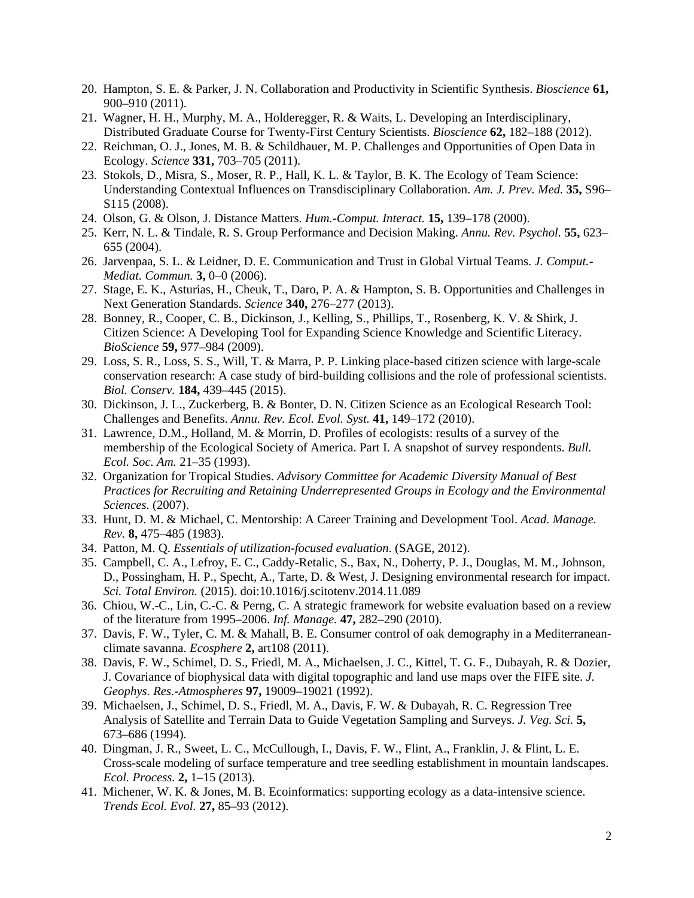20. Hampton, S. E. & Parker, J. N. Collaboration and Productivity in Scientific Synthesis. *Bioscience* **61,** 900–910 (2011).
21. Wagner, H. H., Murphy, M. A., Holderegger, R. & Waits, L. Developing an Interdisciplinary, Distributed Graduate Course for Twenty-First Century Scientists. *Bioscience* **62,** 182–188 (2012).
22. Reichman, O. J., Jones, M. B. & Schildhauer, M. P. Challenges and Opportunities of Open Data in Ecology. *Science* **331,** 703–705 (2011).
23. Stokols, D., Misra, S., Moser, R. P., Hall, K. L. & Taylor, B. K. The Ecology of Team Science: Understanding Contextual Influences on Transdisciplinary Collaboration. *Am. J. Prev. Med.* **35,** S96–S115 (2008).
24. Olson, G. & Olson, J. Distance Matters. *Hum.-Comput. Interact.* **15,** 139–178 (2000).
25. Kerr, N. L. & Tindale, R. S. Group Performance and Decision Making. *Annu. Rev. Psychol.* **55,** 623–655 (2004).
26. Jarvenpaa, S. L. & Leidner, D. E. Communication and Trust in Global Virtual Teams. *J. Comput.-Mediat. Commun.* **3,** 0–0 (2006).
27. Stage, E. K., Asturias, H., Cheuk, T., Daro, P. A. & Hampton, S. B. Opportunities and Challenges in Next Generation Standards. *Science* **340,** 276–277 (2013).
28. Bonney, R., Cooper, C. B., Dickinson, J., Kelling, S., Phillips, T., Rosenberg, K. V. & Shirk, J. Citizen Science: A Developing Tool for Expanding Science Knowledge and Scientific Literacy. *BioScience* **59,** 977–984 (2009).
29. Loss, S. R., Loss, S. S., Will, T. & Marra, P. P. Linking place-based citizen science with large-scale conservation research: A case study of bird-building collisions and the role of professional scientists. *Biol. Conserv.* **184,** 439–445 (2015).
30. Dickinson, J. L., Zuckerberg, B. & Bonter, D. N. Citizen Science as an Ecological Research Tool: Challenges and Benefits. *Annu. Rev. Ecol. Evol. Syst.* **41,** 149–172 (2010).
31. Lawrence, D.M., Holland, M. & Morrin, D. Profiles of ecologists: results of a survey of the membership of the Ecological Society of America. Part I. A snapshot of survey respondents. *Bull. Ecol. Soc. Am.* 21–35 (1993).
32. Organization for Tropical Studies. *Advisory Committee for Academic Diversity Manual of Best Practices for Recruiting and Retaining Underrepresented Groups in Ecology and the Environmental Sciences*. (2007).
33. Hunt, D. M. & Michael, C. Mentorship: A Career Training and Development Tool. *Acad. Manage. Rev.* **8,** 475–485 (1983).
34. Patton, M. Q. *Essentials of utilization-focused evaluation*. (SAGE, 2012).
35. Campbell, C. A., Lefroy, E. C., Caddy-Retalic, S., Bax, N., Doherty, P. J., Douglas, M. M., Johnson, D., Possingham, H. P., Specht, A., Tarte, D. & West, J. Designing environmental research for impact. *Sci. Total Environ.* (2015). doi:10.1016/j.scitotenv.2014.11.089
36. Chiou, W.-C., Lin, C.-C. & Perng, C. A strategic framework for website evaluation based on a review of the literature from 1995–2006. *Inf. Manage.* **47,** 282–290 (2010).
37. Davis, F. W., Tyler, C. M. & Mahall, B. E. Consumer control of oak demography in a Mediterranean-climate savanna. *Ecosphere* **2,** art108 (2011).
38. Davis, F. W., Schimel, D. S., Friedl, M. A., Michaelsen, J. C., Kittel, T. G. F., Dubayah, R. & Dozier, J. Covariance of biophysical data with digital topographic and land use maps over the FIFE site. *J. Geophys. Res.-Atmospheres* **97,** 19009–19021 (1992).
39. Michaelsen, J., Schimel, D. S., Friedl, M. A., Davis, F. W. & Dubayah, R. C. Regression Tree Analysis of Satellite and Terrain Data to Guide Vegetation Sampling and Surveys. *J. Veg. Sci.* **5,** 673–686 (1994).
40. Dingman, J. R., Sweet, L. C., McCullough, I., Davis, F. W., Flint, A., Franklin, J. & Flint, L. E. Cross-scale modeling of surface temperature and tree seedling establishment in mountain landscapes. *Ecol. Process.* **2,** 1–15 (2013).
41. Michener, W. K. & Jones, M. B. Ecoinformatics: supporting ecology as a data-intensive science. *Trends Ecol. Evol.* **27,** 85–93 (2012).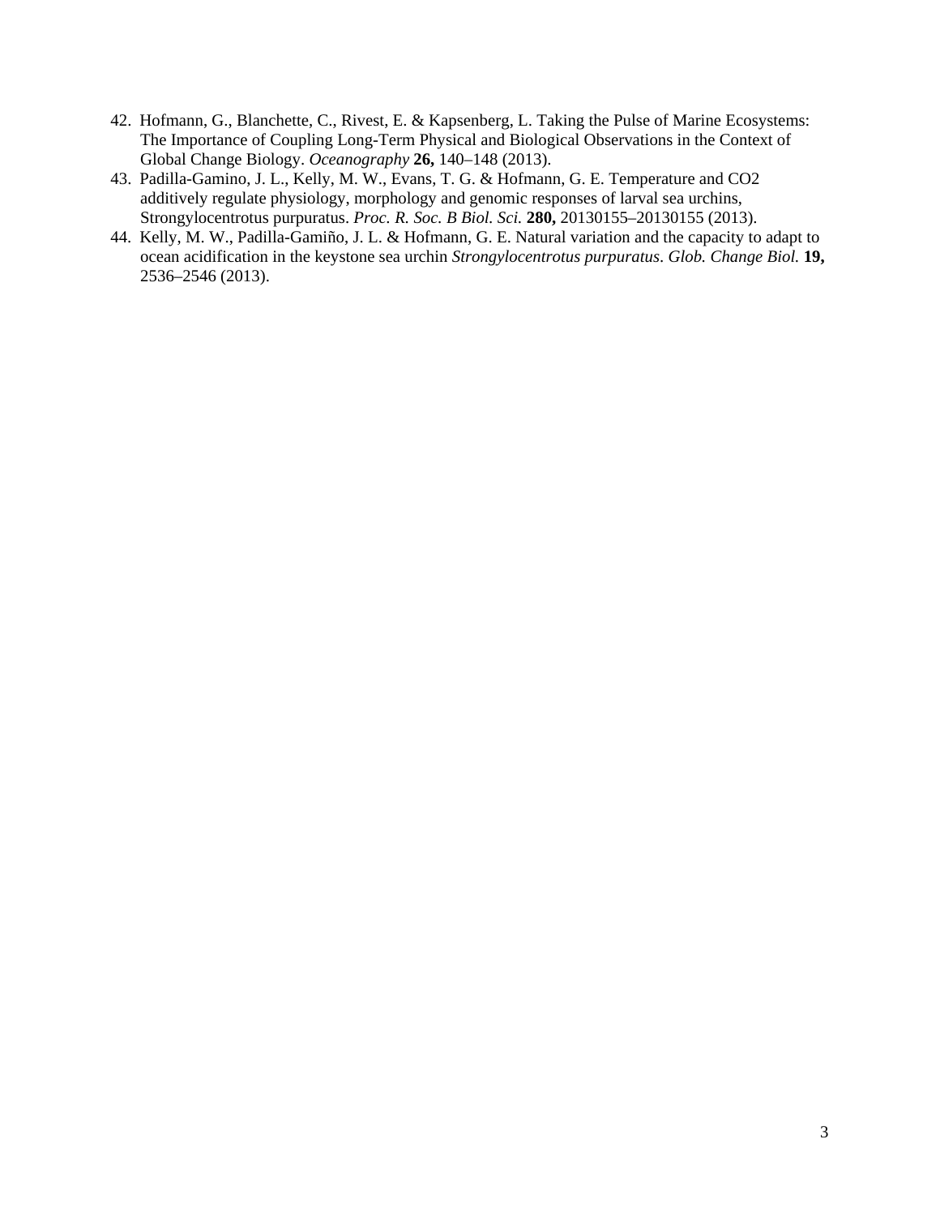42. Hofmann, G., Blanchette, C., Rivest, E. & Kapsenberg, L. Taking the Pulse of Marine Ecosystems: The Importance of Coupling Long-Term Physical and Biological Observations in the Context of Global Change Biology. *Oceanography* **26,** 140–148 (2013).
43. Padilla-Gamino, J. L., Kelly, M. W., Evans, T. G. & Hofmann, G. E. Temperature and CO2 additively regulate physiology, morphology and genomic responses of larval sea urchins, Strongylocentrotus purpuratus. *Proc. R. Soc. B Biol. Sci.* **280,** 20130155–20130155 (2013).
44. Kelly, M. W., Padilla-Gamiño, J. L. & Hofmann, G. E. Natural variation and the capacity to adapt to ocean acidification in the keystone sea urchin *Strongylocentrotus purpuratus*. *Glob. Change Biol.* **19,** 2536–2546 (2013).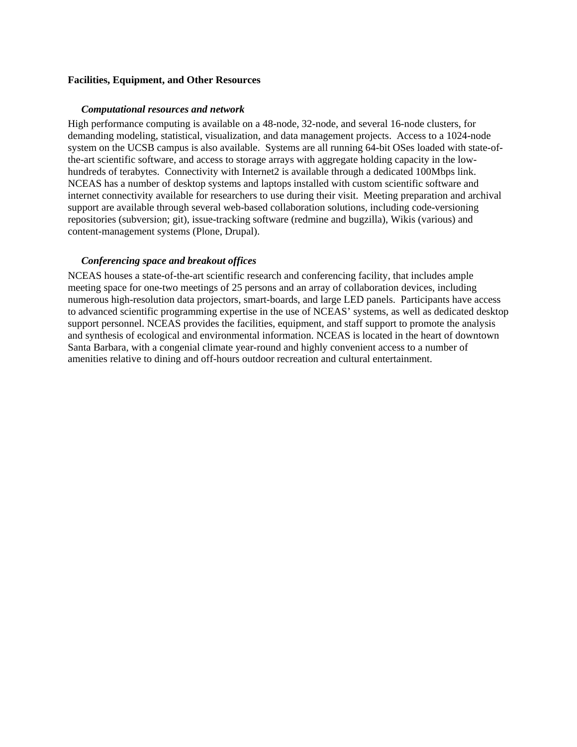## Facilities, Equipment, and Other Resources

### *Computational resources and network*

High performance computing is available on a 48-node, 32-node, and several 16-node clusters, for demanding modeling, statistical, visualization, and data management projects. Access to a 1024-node system on the UCSB campus is also available. Systems are all running 64-bit OSes loaded with state-of-the-art scientific software, and access to storage arrays with aggregate holding capacity in the low-hundreds of terabytes. Connectivity with Internet2 is available through a dedicated 100Mbps link. NCEAS has a number of desktop systems and laptops installed with custom scientific software and internet connectivity available for researchers to use during their visit. Meeting preparation and archival support are available through several web-based collaboration solutions, including code-versioning repositories (subversion; git), issue-tracking software (redmine and bugzilla), Wikis (various) and content-management systems (Plone, Drupal).

### *Conferencing space and breakout offices*

NCEAS houses a state-of-the-art scientific research and conferencing facility, that includes ample meeting space for one-two meetings of 25 persons and an array of collaboration devices, including numerous high-resolution data projectors, smart-boards, and large LED panels. Participants have access to advanced scientific programming expertise in the use of NCEAS' systems, as well as dedicated desktop support personnel. NCEAS provides the facilities, equipment, and staff support to promote the analysis and synthesis of ecological and environmental information. NCEAS is located in the heart of downtown Santa Barbara, with a congenial climate year-round and highly convenient access to a number of amenities relative to dining and off-hours outdoor recreation and cultural entertainment.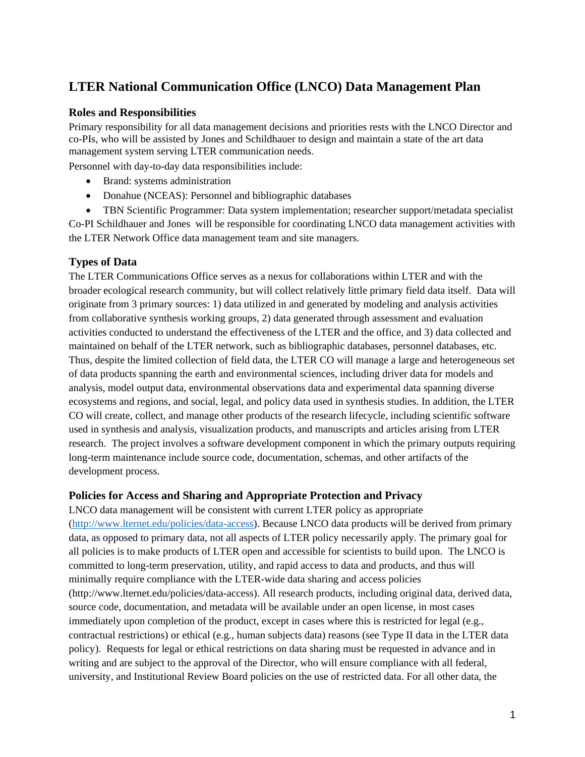# LTER National Communication Office (LNCO) Data Management Plan

## Roles and Responsibilities

Primary responsibility for all data management decisions and priorities rests with the LNCO Director and co-PIs, who will be assisted by Jones and Schildhauer to design and maintain a state of the art data management system serving LTER communication needs.

Personnel with day-to-day data responsibilities include:

- Brand: systems administration
- Donahue (NCEAS): Personnel and bibliographic databases
- TBN Scientific Programmer: Data system implementation; researcher support/metadata specialist

Co-PI Schildhauer and Jones will be responsible for coordinating LNCO data management activities with the LTER Network Office data management team and site managers.

## Types of Data

The LTER Communications Office serves as a nexus for collaborations within LTER and with the broader ecological research community, but will collect relatively little primary field data itself. Data will originate from 3 primary sources: 1) data utilized in and generated by modeling and analysis activities from collaborative synthesis working groups, 2) data generated through assessment and evaluation activities conducted to understand the effectiveness of the LTER and the office, and 3) data collected and maintained on behalf of the LTER network, such as bibliographic databases, personnel databases, etc. Thus, despite the limited collection of field data, the LTER CO will manage a large and heterogeneous set of data products spanning the earth and environmental sciences, including driver data for models and analysis, model output data, environmental observations data and experimental data spanning diverse ecosystems and regions, and social, legal, and policy data used in synthesis studies. In addition, the LTER CO will create, collect, and manage other products of the research lifecycle, including scientific software used in synthesis and analysis, visualization products, and manuscripts and articles arising from LTER research. The project involves a software development component in which the primary outputs requiring long-term maintenance include source code, documentation, schemas, and other artifacts of the development process.

## Policies for Access and Sharing and Appropriate Protection and Privacy

LNCO data management will be consistent with current LTER policy as appropriate (http://www.lternet.edu/policies/data-access). Because LNCO data products will be derived from primary data, as opposed to primary data, not all aspects of LTER policy necessarily apply. The primary goal for all policies is to make products of LTER open and accessible for scientists to build upon. The LNCO is committed to long-term preservation, utility, and rapid access to data and products, and thus will minimally require compliance with the LTER-wide data sharing and access policies (http://www.lternet.edu/policies/data-access). All research products, including original data, derived data, source code, documentation, and metadata will be available under an open license, in most cases immediately upon completion of the product, except in cases where this is restricted for legal (e.g., contractual restrictions) or ethical (e.g., human subjects data) reasons (see Type II data in the LTER data policy). Requests for legal or ethical restrictions on data sharing must be requested in advance and in writing and are subject to the approval of the Director, who will ensure compliance with all federal, university, and Institutional Review Board policies on the use of restricted data. For all other data, the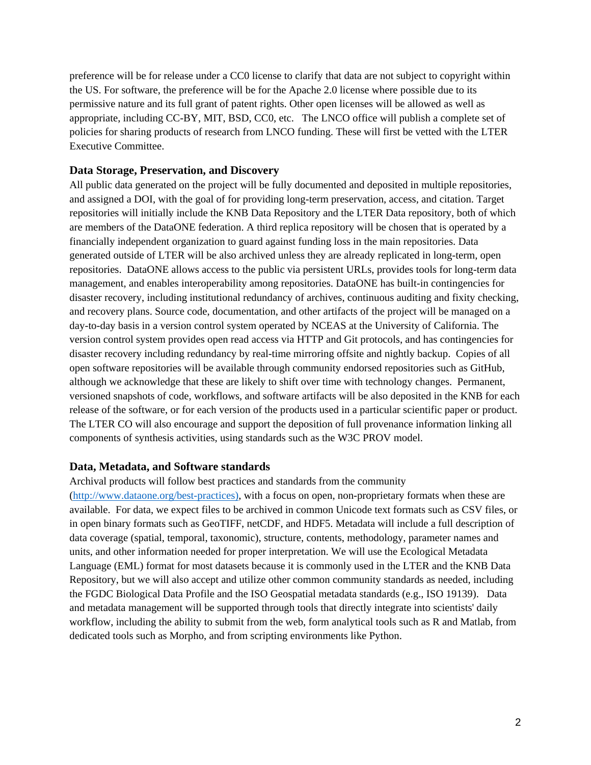preference will be for release under a CC0 license to clarify that data are not subject to copyright within the US. For software, the preference will be for the Apache 2.0 license where possible due to its permissive nature and its full grant of patent rights. Other open licenses will be allowed as well as appropriate, including CC-BY, MIT, BSD, CC0, etc. The LNCO office will publish a complete set of policies for sharing products of research from LNCO funding. These will first be vetted with the LTER Executive Committee.

### Data Storage, Preservation, and Discovery

All public data generated on the project will be fully documented and deposited in multiple repositories, and assigned a DOI, with the goal of for providing long-term preservation, access, and citation. Target repositories will initially include the KNB Data Repository and the LTER Data repository, both of which are members of the DataONE federation. A third replica repository will be chosen that is operated by a financially independent organization to guard against funding loss in the main repositories. Data generated outside of LTER will be also archived unless they are already replicated in long-term, open repositories. DataONE allows access to the public via persistent URLs, provides tools for long-term data management, and enables interoperability among repositories. DataONE has built-in contingencies for disaster recovery, including institutional redundancy of archives, continuous auditing and fixity checking, and recovery plans. Source code, documentation, and other artifacts of the project will be managed on a day-to-day basis in a version control system operated by NCEAS at the University of California. The version control system provides open read access via HTTP and Git protocols, and has contingencies for disaster recovery including redundancy by real-time mirroring offsite and nightly backup. Copies of all open software repositories will be available through community endorsed repositories such as GitHub, although we acknowledge that these are likely to shift over time with technology changes. Permanent, versioned snapshots of code, workflows, and software artifacts will be also deposited in the KNB for each release of the software, or for each version of the products used in a particular scientific paper or product. The LTER CO will also encourage and support the deposition of full provenance information linking all components of synthesis activities, using standards such as the W3C PROV model.

### Data, Metadata, and Software standards

Archival products will follow best practices and standards from the community (http://www.dataone.org/best-practices), with a focus on open, non-proprietary formats when these are available. For data, we expect files to be archived in common Unicode text formats such as CSV files, or in open binary formats such as GeoTIFF, netCDF, and HDF5. Metadata will include a full description of data coverage (spatial, temporal, taxonomic), structure, contents, methodology, parameter names and units, and other information needed for proper interpretation. We will use the Ecological Metadata Language (EML) format for most datasets because it is commonly used in the LTER and the KNB Data Repository, but we will also accept and utilize other common community standards as needed, including the FGDC Biological Data Profile and the ISO Geospatial metadata standards (e.g., ISO 19139). Data and metadata management will be supported through tools that directly integrate into scientists' daily workflow, including the ability to submit from the web, form analytical tools such as R and Matlab, from dedicated tools such as Morpho, and from scripting environments like Python.